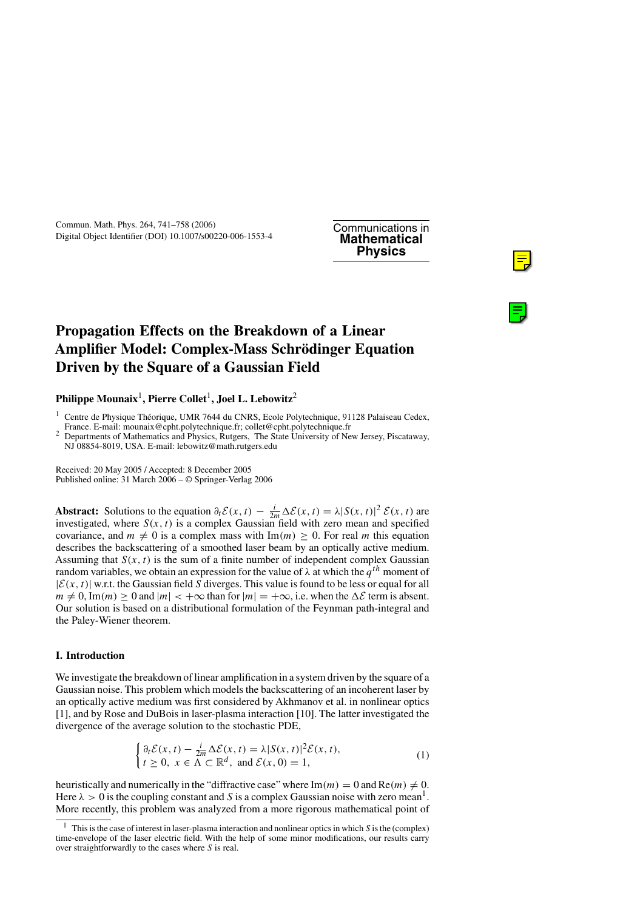# Propagation Effects on the Breakdown of a Linear Amplifier Model: Complex-Mass Schrödinger Equation Driven by the Square of a Gaussian Field

**Philippe Mounaix[1], Pierre Collet[1], Joel L. Lebowitz[2]**

[1] Centre de Physique Théorique, UMR 7644 du CNRS, Ecole Polytechnique, 91128 Palaiseau Cedex, France. E-mail: mounaix@cpht.polytechnique.fr; collet@cpht.polytechnique.fr

[2] Departments of Mathematics and Physics, Rutgers, The State University of New Jersey, Piscataway, NJ 08854-8019, USA. E-mail: lebowitz@math.rutgers.edu

Received: 20 May 2005 / Accepted: 8 December 2005
Published online: 31 March 2006 – © Springer-Verlag 2006

**Abstract:** Solutions to the equation $\partial_t \mathcal{E}(x,t) - \frac{i}{2m}\Delta\mathcal{E}(x,t) = \lambda |S(x,t)|^2\, \mathcal{E}(x,t)$ are investigated, where $S(x,t)$ is a complex Gaussian field with zero mean and specified covariance, and $m \neq 0$ is a complex mass with $\mathrm{Im}(m) \geq 0$. For real $m$ this equation describes the backscattering of a smoothed laser beam by an optically active medium. Assuming that $S(x,t)$ is the sum of a finite number of independent complex Gaussian random variables, we obtain an expression for the value of $\lambda$ at which the $q^{th}$ moment of $|\mathcal{E}(x,t)|$ w.r.t. the Gaussian field $S$ diverges. This value is found to be less or equal for all $m \neq 0$, $\mathrm{Im}(m) \geq 0$ and $|m| < +\infty$ than for $|m| = +\infty$, i.e. when the $\Delta\mathcal{E}$ term is absent. Our solution is based on a distributional formulation of the Feynman path-integral and the Paley-Wiener theorem.

## I. Introduction

We investigate the breakdown of linear amplification in a system driven by the square of a Gaussian noise. This problem which models the backscattering of an incoherent laser by an optically active medium was first considered by Akhmanov et al. in nonlinear optics [1], and by Rose and DuBois in laser-plasma interaction [10]. The latter investigated the divergence of the average solution to the stochastic PDE,

$$
\begin{cases} \partial_t \mathcal{E}(x,t) - \frac{i}{2m}\Delta\mathcal{E}(x,t) = \lambda |S(x,t)|^2 \mathcal{E}(x,t), \\ t \geq 0,\ x \in \Lambda \subset \mathbb{R}^d,\ \text{and } \mathcal{E}(x,0) = 1, \end{cases} \tag{1}
$$

heuristically and numerically in the "diffractive case" where $\mathrm{Im}(m) = 0$ and $\mathrm{Re}(m) \neq 0$. Here $\lambda > 0$ is the coupling constant and $S$ is a complex Gaussian noise with zero mean[1]. More recently, this problem was analyzed from a more rigorous mathematical point of

[1] This is the case of interest in laser-plasma interaction and nonlinear optics in which $S$ is the (complex) time-envelope of the laser electric field. With the help of some minor modifications, our results carry over straightforwardly to the cases where $S$ is real.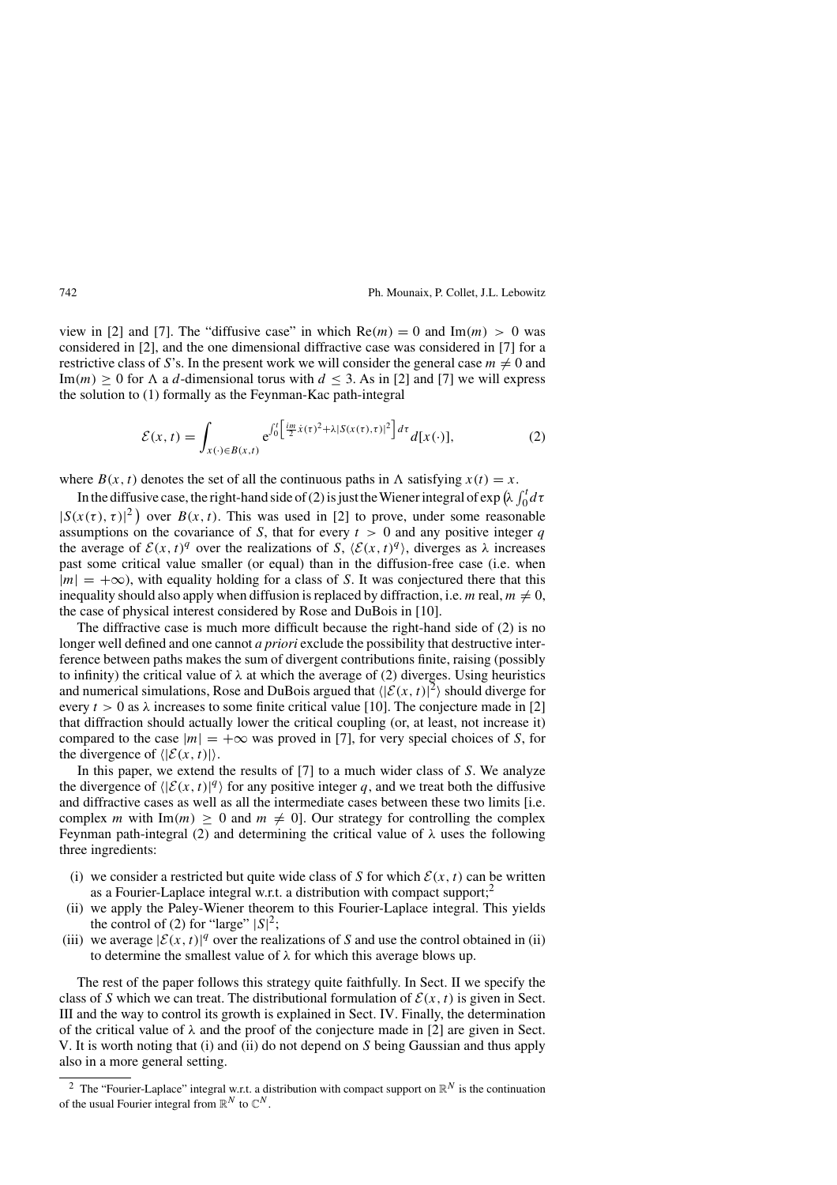view in [2] and [7]. The "diffusive case" in which $\mathrm{Re}(m) = 0$ and $\mathrm{Im}(m) > 0$ was considered in [2], and the one dimensional diffractive case was considered in [7] for a restrictive class of $S$'s. In the present work we will consider the general case $m \neq 0$ and $\mathrm{Im}(m) \geq 0$ for $\Lambda$ a $d$-dimensional torus with $d \leq 3$. As in [2] and [7] we will express the solution to (1) formally as the Feynman-Kac path-integral

$$\mathcal{E}(x,t) = \int_{x(\cdot)\in B(x,t)} \mathrm{e}^{\int_0^t \left[\frac{im}{2}\dot{x}(\tau)^2 + \lambda |S(x(\tau),\tau)|^2\right] d\tau} d[x(\cdot)], \tag{2}$$

where $B(x,t)$ denotes the set of all the continuous paths in $\Lambda$ satisfying $x(t) = x$.

In the diffusive case, the right-hand side of (2) is just the Wiener integral of $\exp\left(\lambda \int_0^t d\tau\, |S(x(\tau),\tau)|^2\right)$ over $B(x,t)$. This was used in [2] to prove, under some reasonable assumptions on the covariance of $S$, that for every $t > 0$ and any positive integer $q$ the average of $\mathcal{E}(x,t)^q$ over the realizations of $S$, $\langle \mathcal{E}(x,t)^q \rangle$, diverges as $\lambda$ increases past some critical value smaller (or equal) than in the diffusion-free case (i.e. when $|m| = +\infty$), with equality holding for a class of $S$. It was conjectured there that this inequality should also apply when diffusion is replaced by diffraction, i.e. $m$ real, $m \neq 0$, the case of physical interest considered by Rose and DuBois in [10].

The diffractive case is much more difficult because the right-hand side of (2) is no longer well defined and one cannot *a priori* exclude the possibility that destructive interference between paths makes the sum of divergent contributions finite, raising (possibly to infinity) the critical value of $\lambda$ at which the average of (2) diverges. Using heuristics and numerical simulations, Rose and DuBois argued that $\langle |\mathcal{E}(x,t)|^2 \rangle$ should diverge for every $t > 0$ as $\lambda$ increases to some finite critical value [10]. The conjecture made in [2] that diffraction should actually lower the critical coupling (or, at least, not increase it) compared to the case $|m| = +\infty$ was proved in [7], for very special choices of $S$, for the divergence of $\langle |\mathcal{E}(x,t)| \rangle$.

In this paper, we extend the results of [7] to a much wider class of $S$. We analyze the divergence of $\langle |\mathcal{E}(x,t)|^q \rangle$ for any positive integer $q$, and we treat both the diffusive and diffractive cases as well as all the intermediate cases between these two limits [i.e. complex $m$ with $\mathrm{Im}(m) \geq 0$ and $m \neq 0$]. Our strategy for controlling the complex Feynman path-integral (2) and determining the critical value of $\lambda$ uses the following three ingredients:

(i) we consider a restricted but quite wide class of $S$ for which $\mathcal{E}(x,t)$ can be written as a Fourier-Laplace integral w.r.t. a distribution with compact support;[2]

(ii) we apply the Paley-Wiener theorem to this Fourier-Laplace integral. This yields the control of (2) for "large" $|S|^2$;

(iii) we average $|\mathcal{E}(x,t)|^q$ over the realizations of $S$ and use the control obtained in (ii) to determine the smallest value of $\lambda$ for which this average blows up.

The rest of the paper follows this strategy quite faithfully. In Sect. II we specify the class of $S$ which we can treat. The distributional formulation of $\mathcal{E}(x,t)$ is given in Sect. III and the way to control its growth is explained in Sect. IV. Finally, the determination of the critical value of $\lambda$ and the proof of the conjecture made in [2] are given in Sect. V. It is worth noting that (i) and (ii) do not depend on $S$ being Gaussian and thus apply also in a more general setting.

---

[2] The "Fourier-Laplace" integral w.r.t. a distribution with compact support on $\mathbb{R}^N$ is the continuation of the usual Fourier integral from $\mathbb{R}^N$ to $\mathbb{C}^N$.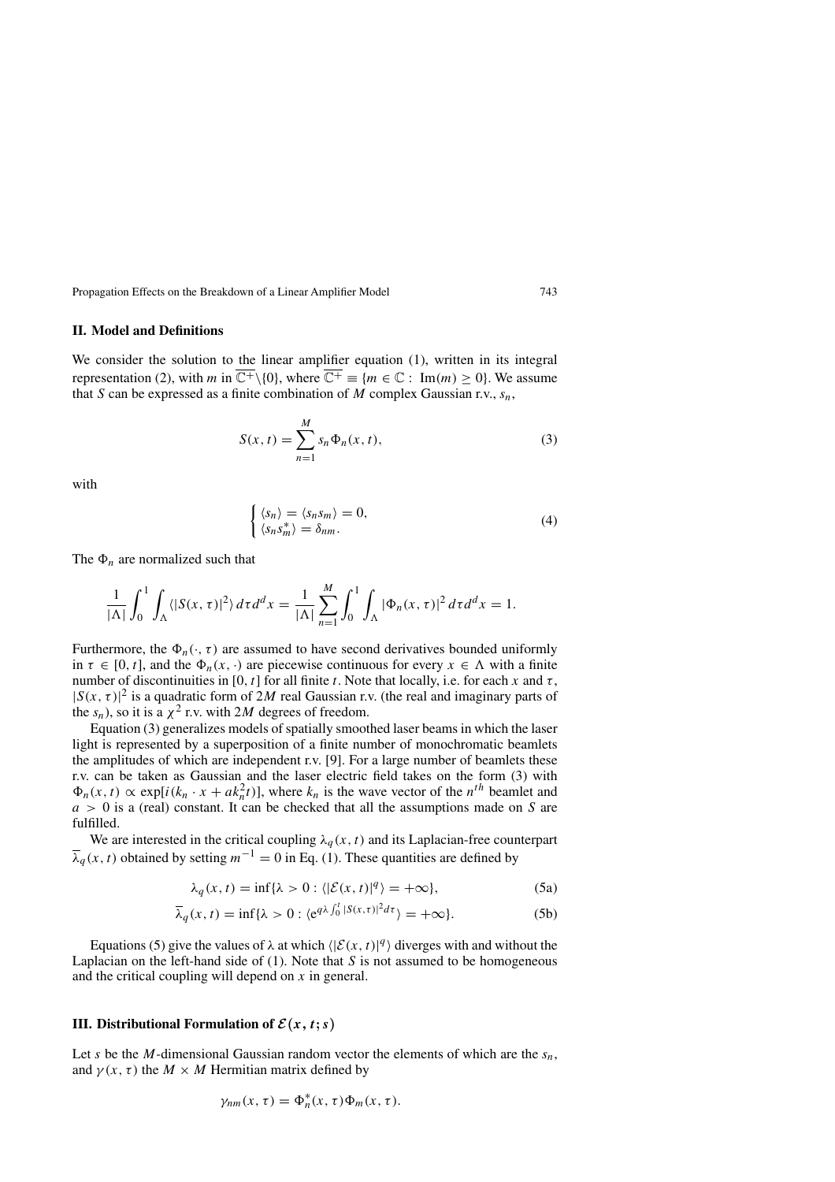## II. Model and Definitions

We consider the solution to the linear amplifier equation (1), written in its integral representation (2), with $m$ in $\overline{\mathbb{C}^+}\backslash\{0\}$, where $\overline{\mathbb{C}^+} \equiv \{m \in \mathbb{C} : \operatorname{Im}(m) \geq 0\}$. We assume that $S$ can be expressed as a finite combination of $M$ complex Gaussian r.v., $s_n$,

$$S(x, t) = \sum_{n=1}^{M} s_n \Phi_n(x, t), \tag{3}$$

with

$$\begin{cases} \langle s_n \rangle = \langle s_n s_m \rangle = 0, \\ \langle s_n s_m^* \rangle = \delta_{nm}. \end{cases} \tag{4}$$

The $\Phi_n$ are normalized such that

$$\frac{1}{|\Lambda|} \int_0^1 \int_\Lambda \langle |S(x, \tau)|^2 \rangle \, d\tau d^d x = \frac{1}{|\Lambda|} \sum_{n=1}^{M} \int_0^1 \int_\Lambda |\Phi_n(x, \tau)|^2 \, d\tau d^d x = 1.$$

Furthermore, the $\Phi_n(\cdot, \tau)$ are assumed to have second derivatives bounded uniformly in $\tau \in [0, t]$, and the $\Phi_n(x, \cdot)$ are piecewise continuous for every $x \in \Lambda$ with a finite number of discontinuities in $[0, t]$ for all finite $t$. Note that locally, i.e. for each $x$ and $\tau$, $|S(x, \tau)|^2$ is a quadratic form of $2M$ real Gaussian r.v. (the real and imaginary parts of the $s_n$), so it is a $\chi^2$ r.v. with $2M$ degrees of freedom.

Equation (3) generalizes models of spatially smoothed laser beams in which the laser light is represented by a superposition of a finite number of monochromatic beamlets the amplitudes of which are independent r.v. [9]. For a large number of beamlets these r.v. can be taken as Gaussian and the laser electric field takes on the form (3) with $\Phi_n(x, t) \propto \exp[i(k_n \cdot x + a k_n^2 t)]$, where $k_n$ is the wave vector of the $n^{th}$ beamlet and $a > 0$ is a (real) constant. It can be checked that all the assumptions made on $S$ are fulfilled.

We are interested in the critical coupling $\lambda_q(x, t)$ and its Laplacian-free counterpart $\overline{\lambda}_q(x, t)$ obtained by setting $m^{-1} = 0$ in Eq. (1). These quantities are defined by

$$\lambda_q(x, t) = \inf\{\lambda > 0 : \langle |\mathcal{E}(x, t)|^q \rangle = +\infty\}, \tag{5a}$$

$$\overline{\lambda}_q(x, t) = \inf\{\lambda > 0 : \langle e^{q\lambda \int_0^t |S(x,\tau)|^2 d\tau} \rangle = +\infty\}. \tag{5b}$$

Equations (5) give the values of $\lambda$ at which $\langle |\mathcal{E}(x, t)|^q \rangle$ diverges with and without the Laplacian on the left-hand side of (1). Note that $S$ is not assumed to be homogeneous and the critical coupling will depend on $x$ in general.

## III. Distributional Formulation of $\mathcal{E}(x, t; s)$

Let $s$ be the $M$-dimensional Gaussian random vector the elements of which are the $s_n$, and $\gamma(x, \tau)$ the $M \times M$ Hermitian matrix defined by

$$\gamma_{nm}(x, \tau) = \Phi_n^*(x, \tau) \Phi_m(x, \tau).$$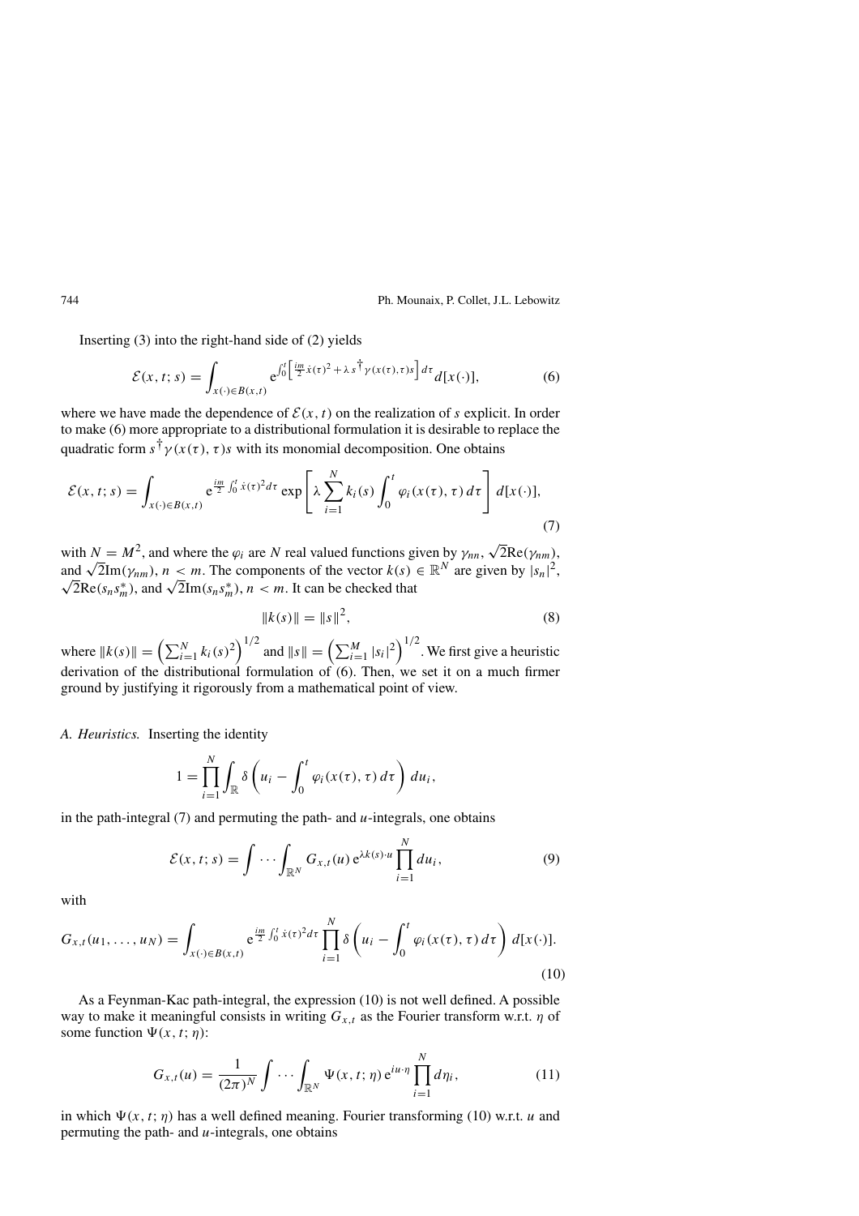Inserting (3) into the right-hand side of (2) yields

$$\mathcal{E}(x,t;s) = \int_{x(\cdot)\in B(x,t)} \mathrm{e}^{\int_0^t \left[\frac{im}{2}\dot{x}(\tau)^2 + \lambda\, s^{\dagger}\gamma(x(\tau),\tau)s\right]d\tau}\, d[x(\cdot)], \tag{6}$$

where we have made the dependence of $\mathcal{E}(x,t)$ on the realization of $s$ explicit. In order to make (6) more appropriate to a distributional formulation it is desirable to replace the quadratic form $s^{\dagger}\gamma(x(\tau),\tau)s$ with its monomial decomposition. One obtains

$$\mathcal{E}(x,t;s) = \int_{x(\cdot)\in B(x,t)} \mathrm{e}^{\frac{im}{2}\int_0^t \dot{x}(\tau)^2 d\tau} \exp\left[\lambda \sum_{i=1}^{N} k_i(s) \int_0^t \varphi_i(x(\tau),\tau)\, d\tau\right] d[x(\cdot)], \tag{7}$$

with $N = M^2$, and where the $\varphi_i$ are $N$ real valued functions given by $\gamma_{nn}$, $\sqrt{2}\mathrm{Re}(\gamma_{nm})$, and $\sqrt{2}\mathrm{Im}(\gamma_{nm})$, $n < m$. The components of the vector $k(s) \in \mathbb{R}^N$ are given by $|s_n|^2$, $\sqrt{2}\mathrm{Re}(s_n s_m^*)$, and $\sqrt{2}\mathrm{Im}(s_n s_m^*)$, $n < m$. It can be checked that

$$\|k(s)\| = \|s\|^2, \tag{8}$$

where $\|k(s)\| = \left(\sum_{i=1}^N k_i(s)^2\right)^{1/2}$ and $\|s\| = \left(\sum_{i=1}^M |s_i|^2\right)^{1/2}$. We first give a heuristic derivation of the distributional formulation of (6). Then, we set it on a much firmer ground by justifying it rigorously from a mathematical point of view.

*A. Heuristics.* Inserting the identity

$$1 = \prod_{i=1}^{N} \int_{\mathbb{R}} \delta\left(u_i - \int_0^t \varphi_i(x(\tau),\tau)\, d\tau\right) du_i,$$

in the path-integral (7) and permuting the path- and $u$-integrals, one obtains

$$\mathcal{E}(x,t;s) = \int \cdots \int_{\mathbb{R}^N} G_{x,t}(u)\, \mathrm{e}^{\lambda k(s)\cdot u} \prod_{i=1}^{N} du_i, \tag{9}$$

with

$$G_{x,t}(u_1,\ldots,u_N) = \int_{x(\cdot)\in B(x,t)} \mathrm{e}^{\frac{im}{2}\int_0^t \dot{x}(\tau)^2 d\tau} \prod_{i=1}^{N} \delta\left(u_i - \int_0^t \varphi_i(x(\tau),\tau)\, d\tau\right) d[x(\cdot)]. \tag{10}$$

As a Feynman-Kac path-integral, the expression (10) is not well defined. A possible way to make it meaningful consists in writing $G_{x,t}$ as the Fourier transform w.r.t. $\eta$ of some function $\Psi(x,t;\eta)$:

$$G_{x,t}(u) = \frac{1}{(2\pi)^N} \int \cdots \int_{\mathbb{R}^N} \Psi(x,t;\eta)\, \mathrm{e}^{iu\cdot\eta} \prod_{i=1}^{N} d\eta_i, \tag{11}$$

in which $\Psi(x,t;\eta)$ has a well defined meaning. Fourier transforming (10) w.r.t. $u$ and permuting the path- and $u$-integrals, one obtains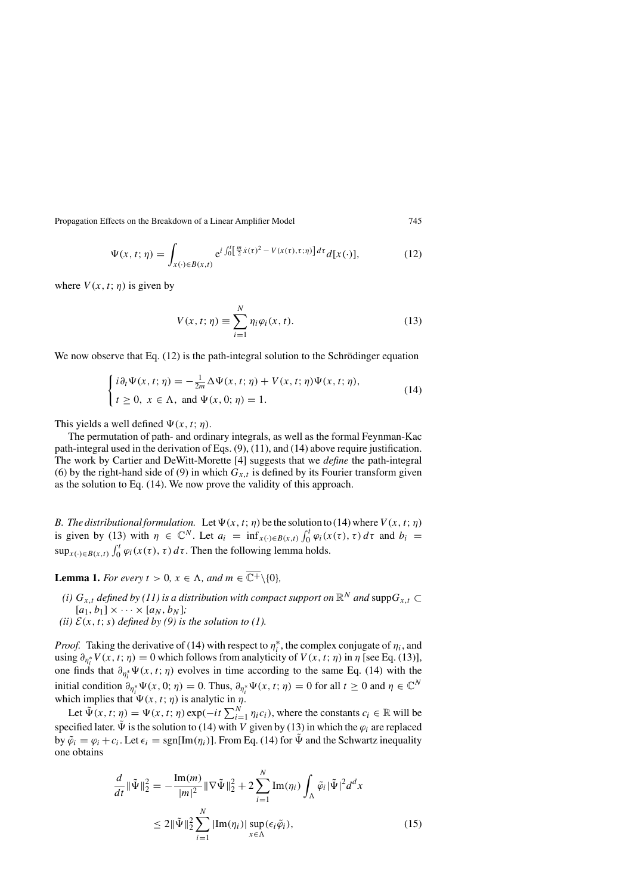$$\Psi(x, t; \eta) = \int_{x(\cdot)\in B(x,t)} e^{i\int_0^t \left[\frac{m}{2}\dot{x}(\tau)^2 - V(x(\tau),\tau;\eta)\right] d\tau} d[x(\cdot)], \tag{12}$$

where $V(x, t; \eta)$ is given by

$$V(x, t; \eta) \equiv \sum_{i=1}^{N} \eta_i \varphi_i(x, t). \tag{13}$$

We now observe that Eq. (12) is the path-integral solution to the Schrödinger equation

$$\begin{cases} i\partial_t \Psi(x, t; \eta) = -\frac{1}{2m}\Delta\Psi(x, t; \eta) + V(x, t; \eta)\Psi(x, t; \eta), \\ t \geq 0, \ x \in \Lambda, \ \text{and } \Psi(x, 0; \eta) = 1. \end{cases} \tag{14}$$

This yields a well defined $\Psi(x, t; \eta)$.

The permutation of path- and ordinary integrals, as well as the formal Feynman-Kac path-integral used in the derivation of Eqs. (9), (11), and (14) above require justification. The work by Cartier and DeWitt-Morette [4] suggests that we *define* the path-integral (6) by the right-hand side of (9) in which $G_{x,t}$ is defined by its Fourier transform given as the solution to Eq. (14). We now prove the validity of this approach.

*B. The distributional formulation.* Let $\Psi(x, t; \eta)$ be the solution to (14) where $V(x, t; \eta)$ is given by (13) with $\eta \in \mathbb{C}^N$. Let $a_i = \inf_{x(\cdot)\in B(x,t)} \int_0^t \varphi_i(x(\tau), \tau)\, d\tau$ and $b_i = \sup_{x(\cdot)\in B(x,t)} \int_0^t \varphi_i(x(\tau), \tau)\, d\tau$. Then the following lemma holds.

**Lemma 1.** *For every $t > 0$, $x \in \Lambda$, and $m \in \overline{\mathbb{C}^+}\backslash\{0\}$,*

*(i) $G_{x,t}$ defined by (11) is a distribution with compact support on $\mathbb{R}^N$ and $\text{supp}G_{x,t} \subset [a_1, b_1] \times \cdots \times [a_N, b_N]$;*
*(ii) $\mathcal{E}(x, t; s)$ defined by (9) is the solution to (1).*

*Proof.* Taking the derivative of (14) with respect to $\eta_i^*$, the complex conjugate of $\eta_i$, and using $\partial_{\eta_i^*} V(x, t; \eta) = 0$ which follows from analyticity of $V(x, t; \eta)$ in $\eta$ [see Eq. (13)], one finds that $\partial_{\eta_i^*}\Psi(x, t; \eta)$ evolves in time according to the same Eq. (14) with the initial condition $\partial_{\eta_i^*}\Psi(x, 0; \eta) = 0$. Thus, $\partial_{\eta_i^*}\Psi(x, t; \eta) = 0$ for all $t \geq 0$ and $\eta \in \mathbb{C}^N$ which implies that $\Psi(x, t; \eta)$ is analytic in $\eta$.

Let $\tilde{\Psi}(x, t; \eta) = \Psi(x, t; \eta)\exp(-it\sum_{i=1}^N \eta_i c_i)$, where the constants $c_i \in \mathbb{R}$ will be specified later. $\tilde{\Psi}$ is the solution to (14) with $V$ given by (13) in which the $\varphi_i$ are replaced by $\tilde{\varphi}_i = \varphi_i + c_i$. Let $\epsilon_i = \text{sgn}[\text{Im}(\eta_i)]$. From Eq. (14) for $\tilde{\Psi}$ and the Schwartz inequality one obtains

$$\begin{aligned} \frac{d}{dt}\|\tilde{\Psi}\|_2^2 &= -\frac{\text{Im}(m)}{|m|^2}\|\nabla\tilde{\Psi}\|_2^2 + 2\sum_{i=1}^N \text{Im}(\eta_i)\int_\Lambda \tilde{\varphi}_i|\tilde{\Psi}|^2 d^d x \\ &\leq 2\|\tilde{\Psi}\|_2^2 \sum_{i=1}^N |\text{Im}(\eta_i)| \sup_{x\in\Lambda}(\epsilon_i\tilde{\varphi}_i), \end{aligned} \tag{15}$$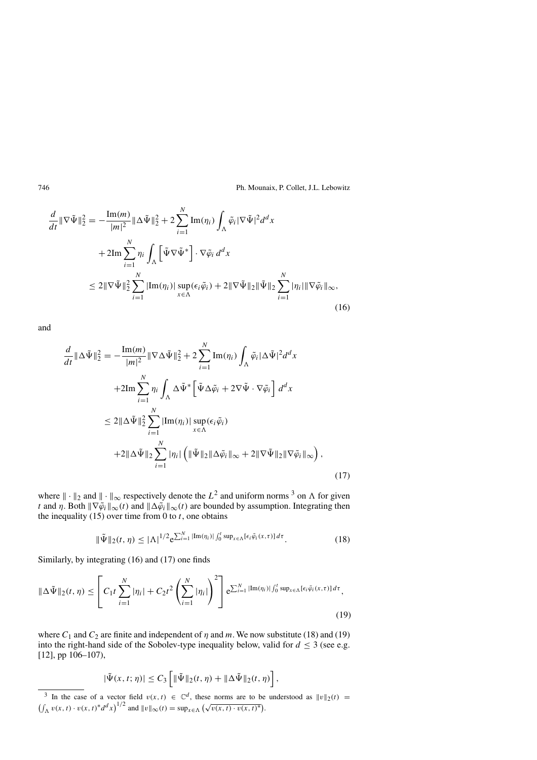$$
\begin{aligned}
\frac{d}{dt}\|\nabla\tilde{\Psi}\|_2^2 &= -\frac{\mathrm{Im}(m)}{|m|^2}\|\Delta\tilde{\Psi}\|_2^2 + 2\sum_{i=1}^{N}\mathrm{Im}(\eta_i)\int_\Lambda \tilde{\varphi}_i|\nabla\tilde{\Psi}|^2 d^d x \\
&\quad + 2\mathrm{Im}\sum_{i=1}^{N}\eta_i\int_\Lambda\left[\tilde{\Psi}\nabla\tilde{\Psi}^*\right]\cdot\nabla\tilde{\varphi}_i\, d^d x \\
&\le 2\|\nabla\tilde{\Psi}\|_2^2\sum_{i=1}^{N}|\mathrm{Im}(\eta_i)|\sup_{x\in\Lambda}(\epsilon_i\tilde{\varphi}_i) + 2\|\nabla\tilde{\Psi}\|_2\|\tilde{\Psi}\|_2\sum_{i=1}^{N}|\eta_i|\|\nabla\tilde{\varphi}_i\|_\infty,
\end{aligned}
\tag{16}
$$

and

$$
\begin{aligned}
\frac{d}{dt}\|\Delta\tilde{\Psi}\|_2^2 &= -\frac{\mathrm{Im}(m)}{|m|^2}\|\nabla\Delta\tilde{\Psi}\|_2^2 + 2\sum_{i=1}^{N}\mathrm{Im}(\eta_i)\int_\Lambda \tilde{\varphi}_i|\Delta\tilde{\Psi}|^2 d^d x \\
&\quad + 2\mathrm{Im}\sum_{i=1}^{N}\eta_i\int_\Lambda \Delta\tilde{\Psi}^*\left[\tilde{\Psi}\Delta\tilde{\varphi}_i + 2\nabla\tilde{\Psi}\cdot\nabla\tilde{\varphi}_i\right] d^d x \\
&\le 2\|\Delta\tilde{\Psi}\|_2^2\sum_{i=1}^{N}|\mathrm{Im}(\eta_i)|\sup_{x\in\Lambda}(\epsilon_i\tilde{\varphi}_i) \\
&\quad + 2\|\Delta\tilde{\Psi}\|_2\sum_{i=1}^{N}|\eta_i|\left(\|\tilde{\Psi}\|_2\|\Delta\tilde{\varphi}_i\|_\infty + 2\|\nabla\tilde{\Psi}\|_2\|\nabla\tilde{\varphi}_i\|_\infty\right),
\end{aligned}
\tag{17}
$$

where $\|\cdot\|_2$ and $\|\cdot\|_\infty$ respectively denote the $L^2$ and uniform norms [3] on $\Lambda$ for given $t$ and $\eta$. Both $\|\nabla\tilde{\varphi}_i\|_\infty(t)$ and $\|\Delta\tilde{\varphi}_i\|_\infty(t)$ are bounded by assumption. Integrating then the inequality (15) over time from 0 to $t$, one obtains

$$
\|\tilde{\Psi}\|_2(t,\eta) \le |\Lambda|^{1/2} e^{\sum_{i=1}^{N}|\mathrm{Im}(\eta_i)|\int_0^t \sup_{x\in\Lambda}[\epsilon_i\tilde{\varphi}_i(x,\tau)]\,d\tau}. \tag{18}
$$

Similarly, by integrating (16) and (17) one finds

$$
\|\Delta\tilde{\Psi}\|_2(t,\eta) \le \left[C_1 t\sum_{i=1}^{N}|\eta_i| + C_2 t^2\left(\sum_{i=1}^{N}|\eta_i|\right)^2\right] e^{\sum_{i=1}^{N}|\mathrm{Im}(\eta_i)|\int_0^t \sup_{x\in\Lambda}[\epsilon_i\tilde{\varphi}_i(x,\tau)]\,d\tau}, \tag{19}
$$

where $C_1$ and $C_2$ are finite and independent of $\eta$ and $m$. We now substitute (18) and (19) into the right-hand side of the Sobolev-type inequality below, valid for $d \le 3$ (see e.g. [12], pp 106–107),

$$
|\tilde{\Psi}(x,t;\eta)| \le C_3\left[\|\tilde{\Psi}\|_2(t,\eta) + \|\Delta\tilde{\Psi}\|_2(t,\eta)\right],
$$

---

[3] In the case of a vector field $v(x,t) \in \mathbb{C}^d$, these norms are to be understood as $\|v\|_2(t) = \left(\int_\Lambda v(x,t)\cdot v(x,t)^* d^d x\right)^{1/2}$ and $\|v\|_\infty(t) = \sup_{x\in\Lambda}\left(\sqrt{v(x,t)\cdot v(x,t)^*}\right)$.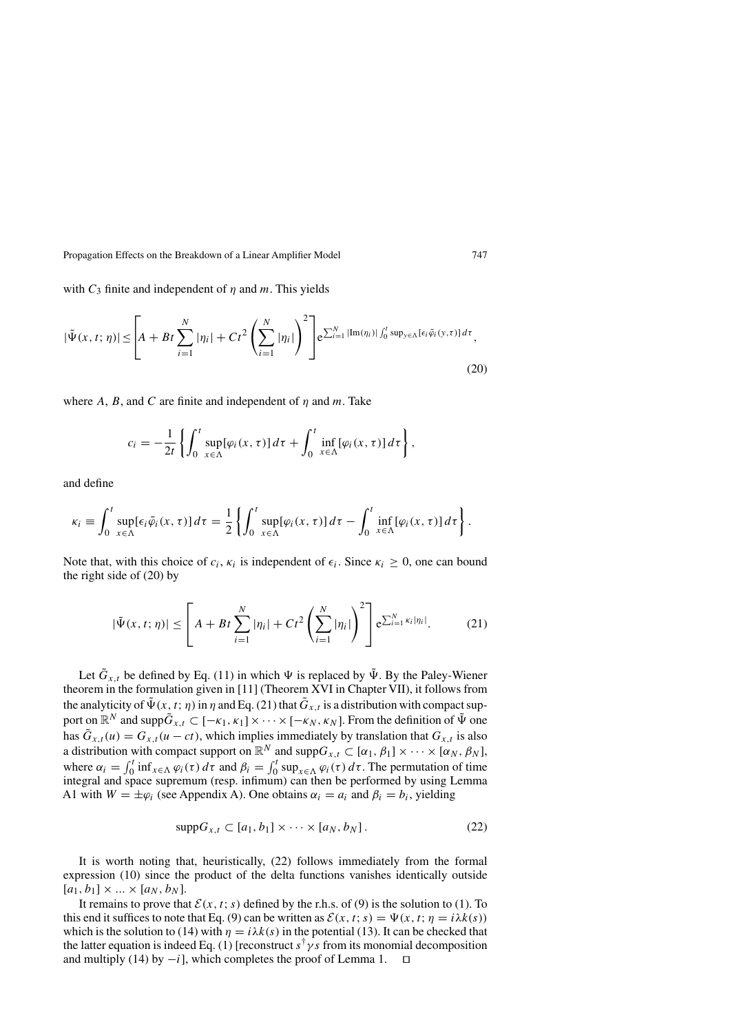with $C_3$ finite and independent of $\eta$ and $m$. This yields

$$|\tilde{\Psi}(x,t;\eta)| \leq \left[ A + Bt \sum_{i=1}^{N} |\eta_i| + Ct^2 \left( \sum_{i=1}^{N} |\eta_i| \right)^2 \right] \mathrm{e}^{\sum_{i=1}^{N} |\mathrm{Im}(\eta_i)| \int_0^t \sup_{y\in\Lambda} [\epsilon_i \tilde{\varphi}_i(y,\tau)]\, d\tau}, \tag{20}$$

where $A$, $B$, and $C$ are finite and independent of $\eta$ and $m$. Take

$$c_i = -\frac{1}{2t} \left\{ \int_0^t \sup_{x\in\Lambda} [\varphi_i(x,\tau)]\, d\tau + \int_0^t \inf_{x\in\Lambda} [\varphi_i(x,\tau)]\, d\tau \right\},$$

and define

$$\kappa_i \equiv \int_0^t \sup_{x\in\Lambda} [\epsilon_i \tilde{\varphi}_i(x,\tau)]\, d\tau = \frac{1}{2} \left\{ \int_0^t \sup_{x\in\Lambda} [\varphi_i(x,\tau)]\, d\tau - \int_0^t \inf_{x\in\Lambda} [\varphi_i(x,\tau)]\, d\tau \right\}.$$

Note that, with this choice of $c_i$, $\kappa_i$ is independent of $\epsilon_i$. Since $\kappa_i \geq 0$, one can bound the right side of (20) by

$$|\tilde{\Psi}(x,t;\eta)| \leq \left[ A + Bt \sum_{i=1}^{N} |\eta_i| + Ct^2 \left( \sum_{i=1}^{N} |\eta_i| \right)^2 \right] \mathrm{e}^{\sum_{i=1}^{N} \kappa_i |\eta_i|}. \tag{21}$$

Let $\tilde{G}_{x,t}$ be defined by Eq. (11) in which $\Psi$ is replaced by $\tilde{\Psi}$. By the Paley-Wiener theorem in the formulation given in [11] (Theorem XVI in Chapter VII), it follows from the analyticity of $\tilde{\Psi}(x,t;\eta)$ in $\eta$ and Eq. (21) that $\tilde{G}_{x,t}$ is a distribution with compact support on $\mathbb{R}^N$ and $\mathrm{supp}\tilde{G}_{x,t} \subset [-\kappa_1, \kappa_1] \times \cdots \times [-\kappa_N, \kappa_N]$. From the definition of $\tilde{\Psi}$ one has $\tilde{G}_{x,t}(u) = G_{x,t}(u - ct)$, which implies immediately by translation that $G_{x,t}$ is also a distribution with compact support on $\mathbb{R}^N$ and $\mathrm{supp}G_{x,t} \subset [\alpha_1, \beta_1] \times \cdots \times [\alpha_N, \beta_N]$, where $\alpha_i = \int_0^t \inf_{x\in\Lambda} \varphi_i(\tau)\, d\tau$ and $\beta_i = \int_0^t \sup_{x\in\Lambda} \varphi_i(\tau)\, d\tau$. The permutation of time integral and space supremum (resp. infimum) can then be performed by using Lemma A1 with $W = \pm\varphi_i$ (see Appendix A). One obtains $\alpha_i = a_i$ and $\beta_i = b_i$, yielding

$$\mathrm{supp}G_{x,t} \subset [a_1, b_1] \times \cdots \times [a_N, b_N]. \tag{22}$$

It is worth noting that, heuristically, (22) follows immediately from the formal expression (10) since the product of the delta functions vanishes identically outside $[a_1, b_1] \times \ldots \times [a_N, b_N]$.

It remains to prove that $\mathcal{E}(x,t;s)$ defined by the r.h.s. of (9) is the solution to (1). To this end it suffices to note that Eq. (9) can be written as $\mathcal{E}(x,t;s) = \Psi(x,t;\eta = i\lambda k(s))$ which is the solution to (14) with $\eta = i\lambda k(s)$ in the potential (13). It can be checked that the latter equation is indeed Eq. (1) [reconstruct $s^{\dagger}\gamma s$ from its monomial decomposition and multiply (14) by $-i$], which completes the proof of Lemma 1. □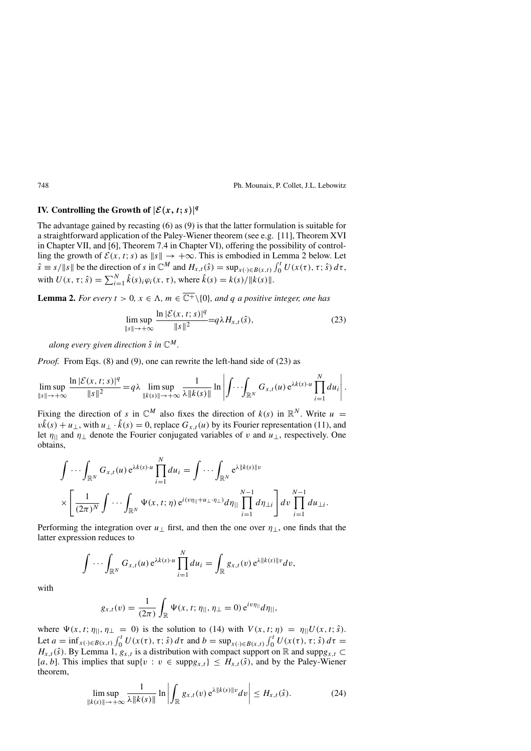## IV. Controlling the Growth of $|\mathcal{E}(x, t; s)|^q$

The advantage gained by recasting (6) as (9) is that the latter formulation is suitable for a straightforward application of the Paley-Wiener theorem (see e.g. [11], Theorem XVI in Chapter VII, and [6], Theorem 7.4 in Chapter VI), offering the possibility of controlling the growth of $\mathcal{E}(x, t; s)$ as $\|s\| \to +\infty$. This is embodied in Lemma 2 below. Let $\hat{s} \equiv s/\|s\|$ be the direction of $s$ in $\mathbb{C}^M$ and $H_{x,t}(\hat{s}) = \sup_{x(\cdot)\in B(x,t)} \int_0^t U(x(\tau), \tau; \hat{s})\, d\tau$, with $U(x, \tau; \hat{s}) = \sum_{i=1}^N \hat{k}(s)_i \varphi_i(x, \tau)$, where $\hat{k}(s) = k(s)/\|k(s)\|$.

**Lemma 2.** *For every $t > 0$, $x \in \Lambda$, $m \in \overline{\mathbb{C}^+}\backslash\{0\}$, and $q$ a positive integer, one has*

$$\limsup_{\|s\|\to+\infty} \frac{\ln |\mathcal{E}(x, t; s)|^q}{\|s\|^2} = q\lambda H_{x,t}(\hat{s}), \tag{23}$$

*along every given direction $\hat{s}$ in $\mathbb{C}^M$.*

*Proof.* From Eqs. (8) and (9), one can rewrite the left-hand side of (23) as

$$\limsup_{\|s\|\to+\infty} \frac{\ln |\mathcal{E}(x, t; s)|^q}{\|s\|^2} = q\lambda \limsup_{\|k(s)\|\to+\infty} \frac{1}{\lambda\|k(s)\|} \ln \left| \int \cdots \int_{\mathbb{R}^N} G_{x,t}(u)\, e^{\lambda k(s)\cdot u} \prod_{i=1}^N du_i \right|.$$

Fixing the direction of $s$ in $\mathbb{C}^M$ also fixes the direction of $k(s)$ in $\mathbb{R}^N$. Write $u = v\hat{k}(s) + u_\perp$, with $u_\perp \cdot \hat{k}(s) = 0$, replace $G_{x,t}(u)$ by its Fourier representation (11), and let $\eta_{||}$ and $\eta_\perp$ denote the Fourier conjugated variables of $v$ and $u_\perp$, respectively. One obtains,

$$\int \cdots \int_{\mathbb{R}^N} G_{x,t}(u)\, e^{\lambda k(s)\cdot u} \prod_{i=1}^N du_i = \int \cdots \int_{\mathbb{R}^N} e^{\lambda\|k(s)\|v}$$
$$\times \left[ \frac{1}{(2\pi)^N} \int \cdots \int_{\mathbb{R}^N} \Psi(x, t; \eta)\, e^{i(v\eta_{||}+u_\perp\cdot\eta_\perp)} d\eta_{||} \prod_{i=1}^{N-1} d\eta_{\perp i} \right] dv \prod_{i=1}^{N-1} du_{\perp i}.$$

Performing the integration over $u_\perp$ first, and then the one over $\eta_\perp$, one finds that the latter expression reduces to

$$\int \cdots \int_{\mathbb{R}^N} G_{x,t}(u)\, e^{\lambda k(s)\cdot u} \prod_{i=1}^N du_i = \int_{\mathbb{R}} g_{x,t}(v)\, e^{\lambda\|k(s)\|v} dv,$$

with

$$g_{x,t}(v) = \frac{1}{(2\pi)} \int_{\mathbb{R}} \Psi(x, t; \eta_{||}, \eta_\perp = 0)\, e^{iv\eta_{||}} d\eta_{||},$$

where $\Psi(x, t; \eta_{||}, \eta_\perp = 0)$ is the solution to (14) with $V(x, t; \eta) = \eta_{||} U(x, t; \hat{s})$. Let $a = \inf_{x(\cdot)\in B(x,t)} \int_0^t U(x(\tau), \tau; \hat{s})\, d\tau$ and $b = \sup_{x(\cdot)\in B(x,t)} \int_0^t U(x(\tau), \tau; \hat{s})\, d\tau = H_{x,t}(\hat{s})$. By Lemma 1, $g_{x,t}$ is a distribution with compact support on $\mathbb{R}$ and $\mathrm{supp} g_{x,t} \subset [a, b]$. This implies that $\sup\{v : v \in \mathrm{supp} g_{x,t}\} \le H_{x,t}(\hat{s})$, and by the Paley-Wiener theorem,

$$\limsup_{\|k(s)\|\to+\infty} \frac{1}{\lambda\|k(s)\|} \ln \left| \int_{\mathbb{R}} g_{x,t}(v)\, e^{\lambda\|k(s)\|v} dv \right| \le H_{x,t}(\hat{s}). \tag{24}$$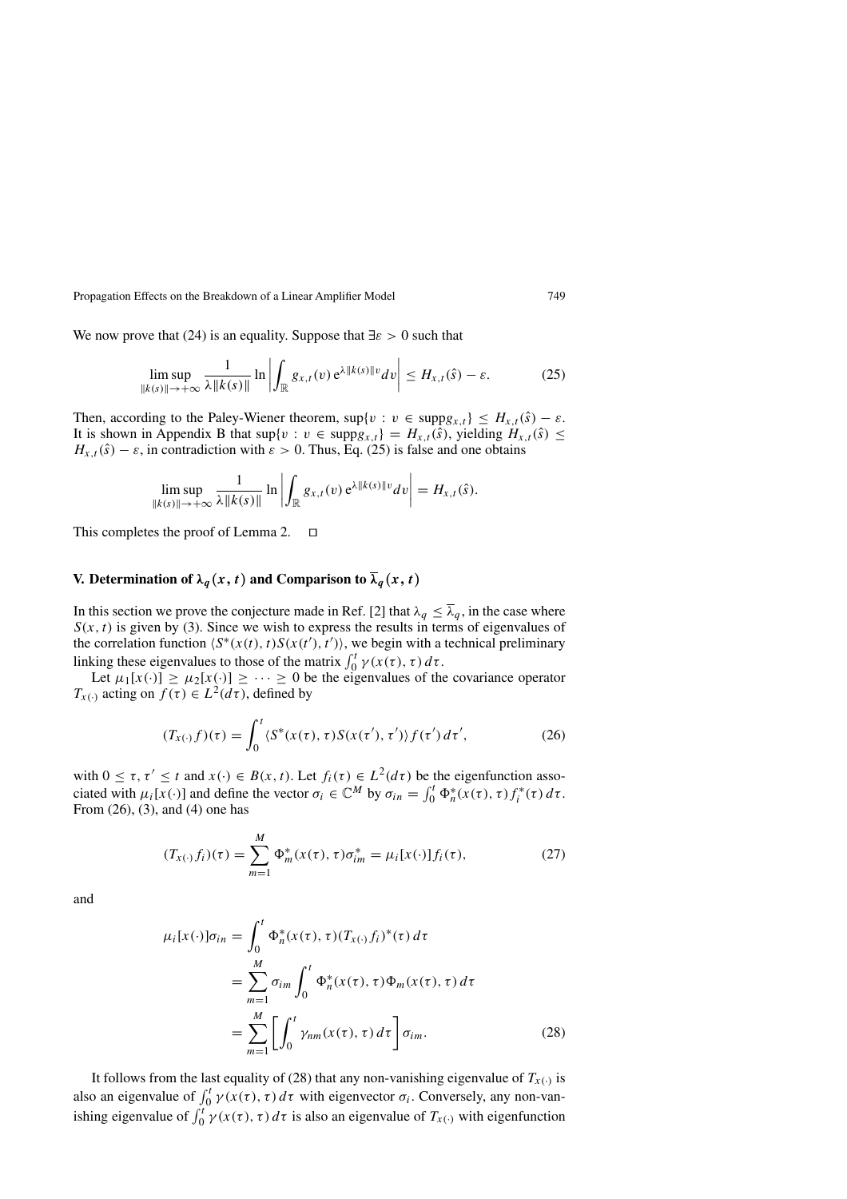We now prove that (24) is an equality. Suppose that $\exists \varepsilon > 0$ such that

$$\limsup_{\|k(s)\| \to +\infty} \frac{1}{\lambda \|k(s)\|} \ln \left| \int_{\mathbb{R}} g_{x,t}(v)\, \mathrm{e}^{\lambda \|k(s)\| v} dv \right| \leq H_{x,t}(\hat{s}) - \varepsilon. \tag{25}$$

Then, according to the Paley-Wiener theorem, $\sup\{v : v \in \mathrm{supp} g_{x,t}\} \leq H_{x,t}(\hat{s}) - \varepsilon$. It is shown in Appendix B that $\sup\{v : v \in \mathrm{supp} g_{x,t}\} = H_{x,t}(\hat{s})$, yielding $H_{x,t}(\hat{s}) \leq H_{x,t}(\hat{s}) - \varepsilon$, in contradiction with $\varepsilon > 0$. Thus, Eq. (25) is false and one obtains

$$\limsup_{\|k(s)\| \to +\infty} \frac{1}{\lambda \|k(s)\|} \ln \left| \int_{\mathbb{R}} g_{x,t}(v)\, \mathrm{e}^{\lambda \|k(s)\| v} dv \right| = H_{x,t}(\hat{s}).$$

This completes the proof of Lemma 2. $\square$

## V. Determination of $\lambda_q(x, t)$ and Comparison to $\overline{\lambda}_q(x, t)$

In this section we prove the conjecture made in Ref. [2] that $\lambda_q \leq \overline{\lambda}_q$, in the case where $S(x, t)$ is given by (3). Since we wish to express the results in terms of eigenvalues of the correlation function $\langle S^*(x(t), t) S(x(t'), t')\rangle$, we begin with a technical preliminary linking these eigenvalues to those of the matrix $\int_0^t \gamma(x(\tau), \tau)\, d\tau$.

Let $\mu_1[x(\cdot)] \geq \mu_2[x(\cdot)] \geq \cdots \geq 0$ be the eigenvalues of the covariance operator $T_{x(\cdot)}$ acting on $f(\tau) \in L^2(d\tau)$, defined by

$$(T_{x(\cdot)} f)(\tau) = \int_0^t \langle S^*(x(\tau), \tau) S(x(\tau'), \tau')\rangle f(\tau')\, d\tau', \tag{26}$$

with $0 \leq \tau, \tau' \leq t$ and $x(\cdot) \in B(x, t)$. Let $f_i(\tau) \in L^2(d\tau)$ be the eigenfunction associated with $\mu_i[x(\cdot)]$ and define the vector $\sigma_i \in \mathbb{C}^M$ by $\sigma_{in} = \int_0^t \Phi_n^*(x(\tau), \tau) f_i^*(\tau)\, d\tau$. From (26), (3), and (4) one has

$$(T_{x(\cdot)} f_i)(\tau) = \sum_{m=1}^{M} \Phi_m^*(x(\tau), \tau) \sigma_{im}^* = \mu_i[x(\cdot)] f_i(\tau), \tag{27}$$

and

$$\begin{aligned}
\mu_i[x(\cdot)] \sigma_{in} &= \int_0^t \Phi_n^*(x(\tau), \tau) (T_{x(\cdot)} f_i)^*(\tau)\, d\tau \\
&= \sum_{m=1}^{M} \sigma_{im} \int_0^t \Phi_n^*(x(\tau), \tau) \Phi_m(x(\tau), \tau)\, d\tau \\
&= \sum_{m=1}^{M} \left[ \int_0^t \gamma_{nm}(x(\tau), \tau)\, d\tau \right] \sigma_{im}.
\end{aligned} \tag{28}$$

It follows from the last equality of (28) that any non-vanishing eigenvalue of $T_{x(\cdot)}$ is also an eigenvalue of $\int_0^t \gamma(x(\tau), \tau)\, d\tau$ with eigenvector $\sigma_i$. Conversely, any non-vanishing eigenvalue of $\int_0^t \gamma(x(\tau), \tau)\, d\tau$ is also an eigenvalue of $T_{x(\cdot)}$ with eigenfunction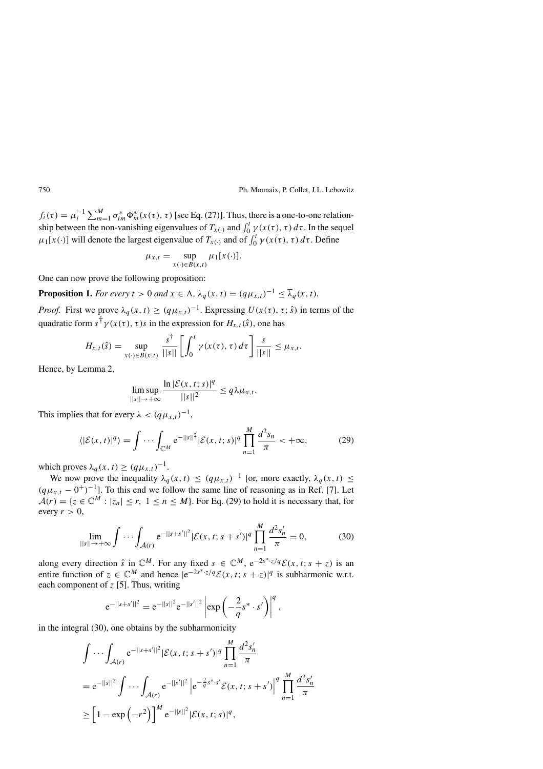$f_i(\tau) = \mu_i^{-1} \sum_{m=1}^{M} \sigma_{im}^* \Phi_m^*(x(\tau), \tau)$ [see Eq. (27)]. Thus, there is a one-to-one relationship between the non-vanishing eigenvalues of $T_{x(\cdot)}$ and $\int_0^t \gamma(x(\tau), \tau)\, d\tau$. In the sequel $\mu_1[x(\cdot)]$ will denote the largest eigenvalue of $T_{x(\cdot)}$ and of $\int_0^t \gamma(x(\tau), \tau)\, d\tau$. Define

$$\mu_{x,t} = \sup_{x(\cdot) \in B(x,t)} \mu_1[x(\cdot)].$$

One can now prove the following proposition:

**Proposition 1.** *For every $t > 0$ and $x \in \Lambda$, $\lambda_q(x, t) = (q\mu_{x,t})^{-1} \leq \overline{\lambda}_q(x, t)$.*

*Proof.* First we prove $\lambda_q(x, t) \geq (q\mu_{x,t})^{-1}$. Expressing $U(x(\tau), \tau; \hat{s})$ in terms of the quadratic form $s^\dagger \gamma(x(\tau), \tau) s$ in the expression for $H_{x,t}(\hat{s})$, one has

$$H_{x,t}(\hat{s}) = \sup_{x(\cdot) \in B(x,t)} \frac{s^\dagger}{||s||} \left[ \int_0^t \gamma(x(\tau), \tau)\, d\tau \right] \frac{s}{||s||} \leq \mu_{x,t}.$$

Hence, by Lemma 2,

$$\limsup_{||s|| \to +\infty} \frac{\ln |\mathcal{E}(x, t; s)|^q}{||s||^2} \leq q\lambda\mu_{x,t}.$$

This implies that for every $\lambda < (q\mu_{x,t})^{-1}$,

$$\langle |\mathcal{E}(x, t)|^q \rangle = \int \cdots \int_{\mathbb{C}^M} \mathrm{e}^{-||s||^2} |\mathcal{E}(x, t; s)|^q \prod_{n=1}^{M} \frac{d^2 s_n}{\pi} < +\infty, \tag{29}$$

which proves $\lambda_q(x, t) \geq (q\mu_{x,t})^{-1}$.

We now prove the inequality $\lambda_q(x, t) \leq (q\mu_{x,t})^{-1}$ [or, more exactly, $\lambda_q(x, t) \leq (q\mu_{x,t} - 0^+)^{-1}$]. To this end we follow the same line of reasoning as in Ref. [7]. Let $\mathcal{A}(r) = \{z \in \mathbb{C}^M : |z_n| \leq r,\ 1 \leq n \leq M\}$. For Eq. (29) to hold it is necessary that, for every $r > 0$,

$$\lim_{||s|| \to +\infty} \int \cdots \int_{\mathcal{A}(r)} \mathrm{e}^{-||s+s'||^2} |\mathcal{E}(x, t; s + s')|^q \prod_{n=1}^{M} \frac{d^2 s'_n}{\pi} = 0, \tag{30}$$

along every direction $\hat{s}$ in $\mathbb{C}^M$. For any fixed $s \in \mathbb{C}^M$, $\mathrm{e}^{-2s^* \cdot z/q} \mathcal{E}(x, t; s + z)$ is an entire function of $z \in \mathbb{C}^M$ and hence $|\mathrm{e}^{-2s^* \cdot z/q} \mathcal{E}(x, t; s + z)|^q$ is subharmonic w.r.t. each component of $z$ [5]. Thus, writing

$$\mathrm{e}^{-||s+s'||^2} = \mathrm{e}^{-||s||^2} \mathrm{e}^{-||s'||^2} \left| \exp\left( -\frac{2}{q} s^* \cdot s' \right) \right|^q,$$

in the integral (30), one obtains by the subharmonicity

$$\begin{aligned}
&\int \cdots \int_{\mathcal{A}(r)} \mathrm{e}^{-||s+s'||^2} |\mathcal{E}(x, t; s + s')|^q \prod_{n=1}^{M} \frac{d^2 s'_n}{\pi} \\
&= \mathrm{e}^{-||s||^2} \int \cdots \int_{\mathcal{A}(r)} \mathrm{e}^{-||s'||^2} \left| \mathrm{e}^{-\frac{2}{q} s^* \cdot s'} \mathcal{E}(x, t; s + s') \right|^q \prod_{n=1}^{M} \frac{d^2 s'_n}{\pi} \\
&\geq \left[ 1 - \exp\left( -r^2 \right) \right]^M \mathrm{e}^{-||s||^2} |\mathcal{E}(x, t; s)|^q,
\end{aligned}$$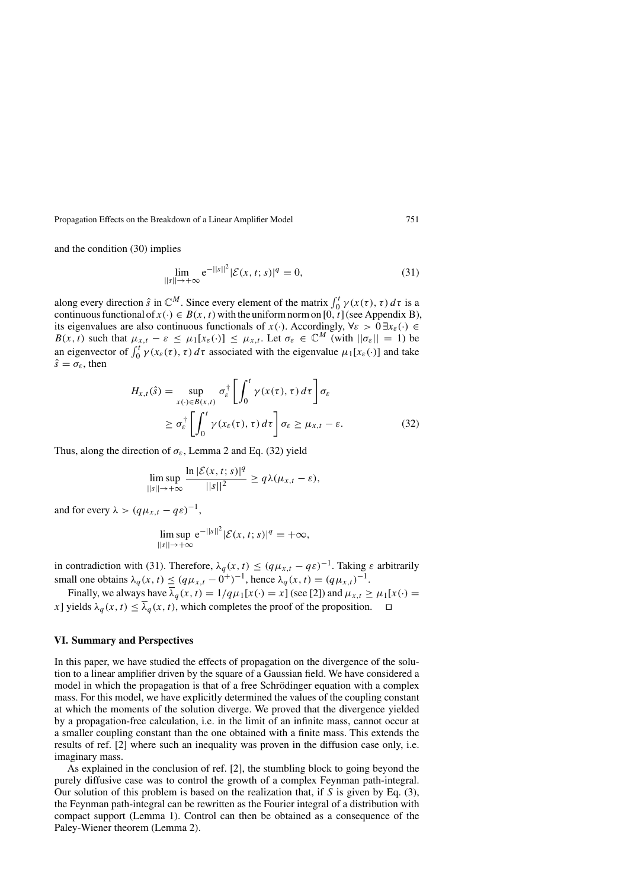and the condition (30) implies

$$\lim_{||s||\to+\infty} \mathrm{e}^{-||s||^2}|\mathcal{E}(x,t;s)|^q = 0, \tag{31}$$

along every direction $\hat{s}$ in $\mathbb{C}^M$. Since every element of the matrix $\int_0^t \gamma(x(\tau),\tau)\,d\tau$ is a continuous functional of $x(\cdot) \in B(x,t)$ with the uniform norm on $[0,t]$ (see Appendix B), its eigenvalues are also continuous functionals of $x(\cdot)$. Accordingly, $\forall\varepsilon > 0\,\exists x_\varepsilon(\cdot) \in B(x,t)$ such that $\mu_{x,t} - \varepsilon \le \mu_1[x_\varepsilon(\cdot)] \le \mu_{x,t}$. Let $\sigma_\varepsilon \in \mathbb{C}^M$ (with $||\sigma_\varepsilon|| = 1$) be an eigenvector of $\int_0^t \gamma(x_\varepsilon(\tau),\tau)\,d\tau$ associated with the eigenvalue $\mu_1[x_\varepsilon(\cdot)]$ and take $\hat{s} = \sigma_\varepsilon$, then

$$\begin{aligned} H_{x,t}(\hat{s}) &= \sup_{x(\cdot)\in B(x,t)} \sigma_\varepsilon^\dagger \left[\int_0^t \gamma(x(\tau),\tau)\,d\tau\right]\sigma_\varepsilon \\ &\ge \sigma_\varepsilon^\dagger \left[\int_0^t \gamma(x_\varepsilon(\tau),\tau)\,d\tau\right]\sigma_\varepsilon \ge \mu_{x,t} - \varepsilon. \end{aligned} \tag{32}$$

Thus, along the direction of $\sigma_\varepsilon$, Lemma 2 and Eq. (32) yield

$$\limsup_{||s||\to+\infty} \frac{\ln|\mathcal{E}(x,t;s)|^q}{||s||^2} \ge q\lambda(\mu_{x,t} - \varepsilon),$$

and for every $\lambda > (q\mu_{x,t} - q\varepsilon)^{-1}$,

$$\limsup_{||s||\to+\infty} \mathrm{e}^{-||s||^2}|\mathcal{E}(x,t;s)|^q = +\infty,$$

in contradiction with (31). Therefore, $\lambda_q(x,t) \le (q\mu_{x,t} - q\varepsilon)^{-1}$. Taking $\varepsilon$ arbitrarily small one obtains $\lambda_q(x,t) \le (q\mu_{x,t} - 0^+)^{-1}$, hence $\lambda_q(x,t) = (q\mu_{x,t})^{-1}$.

Finally, we always have $\overline{\lambda}_q(x,t) = 1/q\mu_1[x(\cdot) = x]$ (see [2]) and $\mu_{x,t} \ge \mu_1[x(\cdot) = x]$ yields $\lambda_q(x,t) \le \overline{\lambda}_q(x,t)$, which completes the proof of the proposition. □

## VI. Summary and Perspectives

In this paper, we have studied the effects of propagation on the divergence of the solution to a linear amplifier driven by the square of a Gaussian field. We have considered a model in which the propagation is that of a free Schrödinger equation with a complex mass. For this model, we have explicitly determined the values of the coupling constant at which the moments of the solution diverge. We proved that the divergence yielded by a propagation-free calculation, i.e. in the limit of an infinite mass, cannot occur at a smaller coupling constant than the one obtained with a finite mass. This extends the results of ref. [2] where such an inequality was proven in the diffusion case only, i.e. imaginary mass.

As explained in the conclusion of ref. [2], the stumbling block to going beyond the purely diffusive case was to control the growth of a complex Feynman path-integral. Our solution of this problem is based on the realization that, if $S$ is given by Eq. (3), the Feynman path-integral can be rewritten as the Fourier integral of a distribution with compact support (Lemma 1). Control can then be obtained as a consequence of the Paley-Wiener theorem (Lemma 2).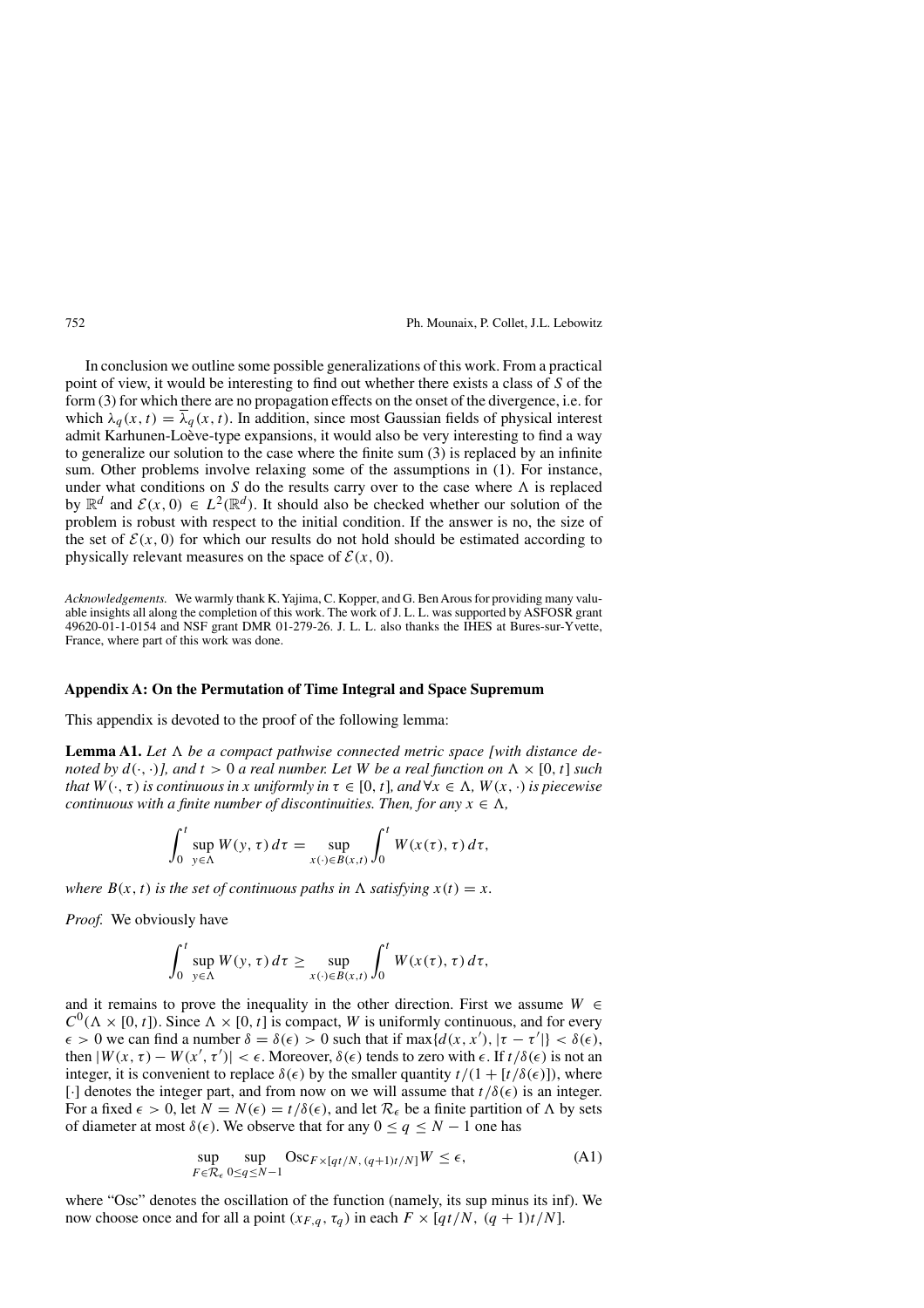In conclusion we outline some possible generalizations of this work. From a practical point of view, it would be interesting to find out whether there exists a class of $S$ of the form (3) for which there are no propagation effects on the onset of the divergence, i.e. for which $\lambda_q(x,t) = \overline{\lambda}_q(x,t)$. In addition, since most Gaussian fields of physical interest admit Karhunen-Loève-type expansions, it would also be very interesting to find a way to generalize our solution to the case where the finite sum (3) is replaced by an infinite sum. Other problems involve relaxing some of the assumptions in (1). For instance, under what conditions on $S$ do the results carry over to the case where $\Lambda$ is replaced by $\mathbb{R}^d$ and $\mathcal{E}(x,0) \in L^2(\mathbb{R}^d)$. It should also be checked whether our solution of the problem is robust with respect to the initial condition. If the answer is no, the size of the set of $\mathcal{E}(x,0)$ for which our results do not hold should be estimated according to physically relevant measures on the space of $\mathcal{E}(x,0)$.

*Acknowledgements.* We warmly thank K. Yajima, C. Kopper, and G. Ben Arous for providing many valuable insights all along the completion of this work. The work of J. L. L. was supported by ASFOSR grant 49620-01-1-0154 and NSF grant DMR 01-279-26. J. L. L. also thanks the IHES at Bures-sur-Yvette, France, where part of this work was done.

## Appendix A: On the Permutation of Time Integral and Space Supremum

This appendix is devoted to the proof of the following lemma:

**Lemma A1.** *Let $\Lambda$ be a compact pathwise connected metric space [with distance denoted by $d(\cdot,\cdot)$], and $t > 0$ a real number. Let $W$ be a real function on $\Lambda \times [0,t]$ such that $W(\cdot,\tau)$ is continuous in $x$ uniformly in $\tau \in [0,t]$, and $\forall x \in \Lambda$, $W(x,\cdot)$ is piecewise continuous with a finite number of discontinuities. Then, for any $x \in \Lambda$,*

$$\int_0^t \sup_{y\in\Lambda} W(y,\tau)\,d\tau = \sup_{x(\cdot)\in B(x,t)} \int_0^t W(x(\tau),\tau)\,d\tau,$$

*where $B(x,t)$ is the set of continuous paths in $\Lambda$ satisfying $x(t) = x$.*

*Proof.* We obviously have

$$\int_0^t \sup_{y\in\Lambda} W(y,\tau)\,d\tau \geq \sup_{x(\cdot)\in B(x,t)} \int_0^t W(x(\tau),\tau)\,d\tau,$$

and it remains to prove the inequality in the other direction. First we assume $W \in C^0(\Lambda \times [0,t])$. Since $\Lambda \times [0,t]$ is compact, $W$ is uniformly continuous, and for every $\epsilon > 0$ we can find a number $\delta = \delta(\epsilon) > 0$ such that if $\max\{d(x,x'), |\tau - \tau'|\} < \delta(\epsilon)$, then $|W(x,\tau) - W(x',\tau')| < \epsilon$. Moreover, $\delta(\epsilon)$ tends to zero with $\epsilon$. If $t/\delta(\epsilon)$ is not an integer, it is convenient to replace $\delta(\epsilon)$ by the smaller quantity $t/(1 + [t/\delta(\epsilon)])$, where $[\cdot]$ denotes the integer part, and from now on we will assume that $t/\delta(\epsilon)$ is an integer. For a fixed $\epsilon > 0$, let $N = N(\epsilon) = t/\delta(\epsilon)$, and let $\mathcal{R}_\epsilon$ be a finite partition of $\Lambda$ by sets of diameter at most $\delta(\epsilon)$. We observe that for any $0 \leq q \leq N-1$ one has

$$\sup_{F\in\mathcal{R}_\epsilon} \sup_{0\leq q\leq N-1} \mathrm{Osc}_{F\times[qt/N,\,(q+1)t/N]} W \leq \epsilon, \tag{A1}$$

where "Osc" denotes the oscillation of the function (namely, its sup minus its inf). We now choose once and for all a point $(x_{F,q}, \tau_q)$ in each $F \times [qt/N,\ (q+1)t/N]$.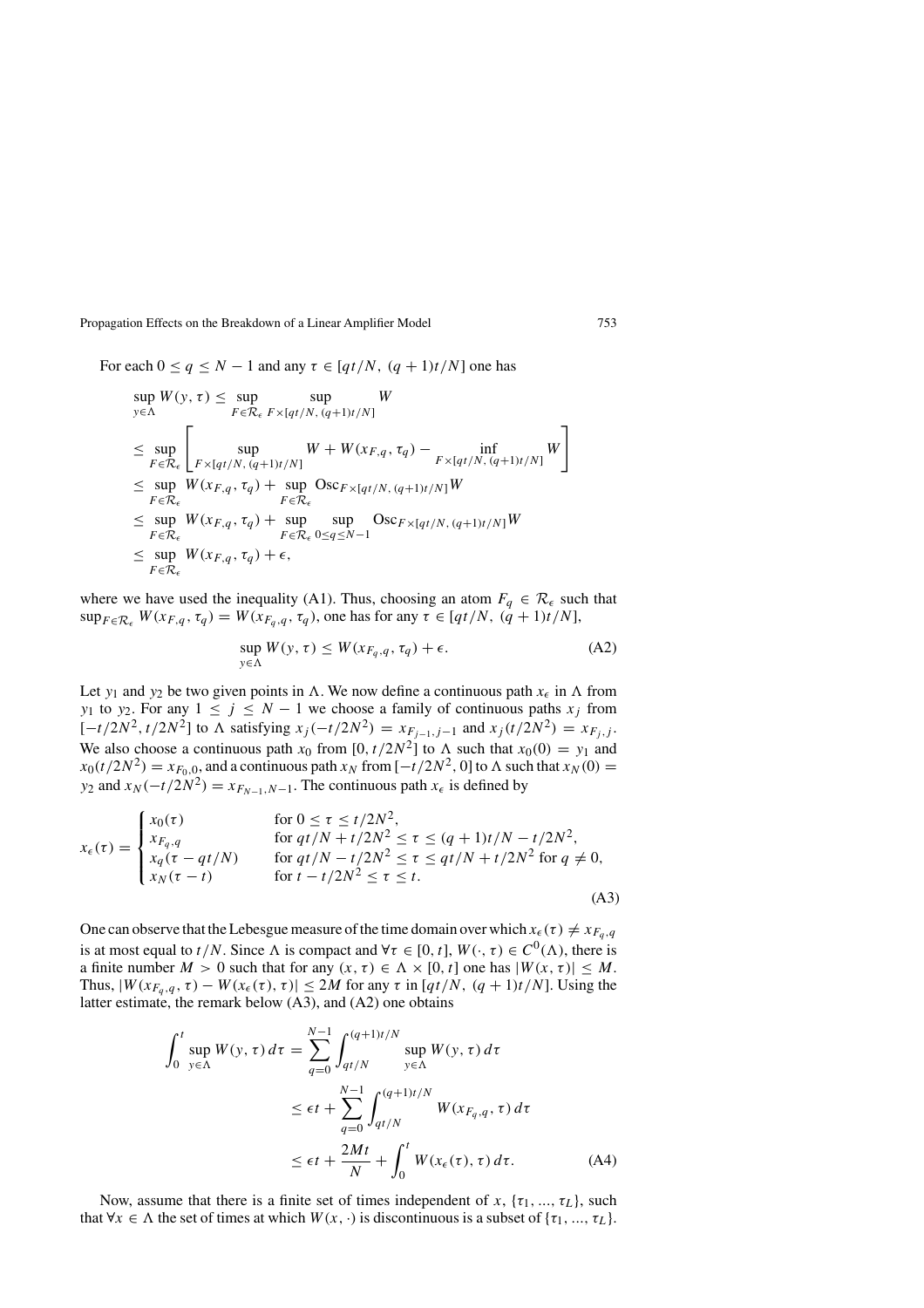For each $0 \le q \le N-1$ and any $\tau \in [qt/N,\, (q+1)t/N]$ one has

$$
\begin{aligned}
\sup_{y\in\Lambda} W(y,\tau) &\le \sup_{F\in\mathcal{R}_\epsilon}\ \sup_{F\times[qt/N,\,(q+1)t/N]} W \\
&\le \sup_{F\in\mathcal{R}_\epsilon}\left[\sup_{F\times[qt/N,\,(q+1)t/N]} W + W(x_{F,q},\tau_q) - \inf_{F\times[qt/N,\,(q+1)t/N]} W\right] \\
&\le \sup_{F\in\mathcal{R}_\epsilon} W(x_{F,q},\tau_q) + \sup_{F\in\mathcal{R}_\epsilon} \mathrm{Osc}_{F\times[qt/N,\,(q+1)t/N]} W \\
&\le \sup_{F\in\mathcal{R}_\epsilon} W(x_{F,q},\tau_q) + \sup_{F\in\mathcal{R}_\epsilon}\ \sup_{0\le q\le N-1} \mathrm{Osc}_{F\times[qt/N,\,(q+1)t/N]} W \\
&\le \sup_{F\in\mathcal{R}_\epsilon} W(x_{F,q},\tau_q) + \epsilon,
\end{aligned}
$$

where we have used the inequality (A1). Thus, choosing an atom $F_q \in \mathcal{R}_\epsilon$ such that $\sup_{F\in\mathcal{R}_\epsilon} W(x_{F,q},\tau_q) = W(x_{F_q,q},\tau_q)$, one has for any $\tau \in [qt/N,\, (q+1)t/N]$,

$$
\sup_{y\in\Lambda} W(y,\tau) \le W(x_{F_q,q},\tau_q) + \epsilon. \tag{A2}
$$

Let $y_1$ and $y_2$ be two given points in $\Lambda$. We now define a continuous path $x_\epsilon$ in $\Lambda$ from $y_1$ to $y_2$. For any $1 \le j \le N-1$ we choose a family of continuous paths $x_j$ from $[-t/2N^2, t/2N^2]$ to $\Lambda$ satisfying $x_j(-t/2N^2) = x_{F_{j-1},j-1}$ and $x_j(t/2N^2) = x_{F_j,j}$. We also choose a continuous path $x_0$ from $[0, t/2N^2]$ to $\Lambda$ such that $x_0(0) = y_1$ and $x_0(t/2N^2) = x_{F_0,0}$, and a continuous path $x_N$ from $[-t/2N^2, 0]$ to $\Lambda$ such that $x_N(0) = y_2$ and $x_N(-t/2N^2) = x_{F_{N-1},N-1}$. The continuous path $x_\epsilon$ is defined by

$$
x_\epsilon(\tau) = \begin{cases}
x_0(\tau) & \text{for } 0 \le \tau \le t/2N^2, \\
x_{F_q,q} & \text{for } qt/N + t/2N^2 \le \tau \le (q+1)t/N - t/2N^2, \\
x_q(\tau - qt/N) & \text{for } qt/N - t/2N^2 \le \tau \le qt/N + t/2N^2 \text{ for } q \ne 0, \\
x_N(\tau - t) & \text{for } t - t/2N^2 \le \tau \le t.
\end{cases} \tag{A3}
$$

One can observe that the Lebesgue measure of the time domain over which $x_\epsilon(\tau) \ne x_{F_q,q}$ is at most equal to $t/N$. Since $\Lambda$ is compact and $\forall \tau \in [0,t]$, $W(\cdot,\tau) \in C^0(\Lambda)$, there is a finite number $M > 0$ such that for any $(x,\tau) \in \Lambda \times [0,t]$ one has $|W(x,\tau)| \le M$. Thus, $|W(x_{F_q,q},\tau) - W(x_\epsilon(\tau),\tau)| \le 2M$ for any $\tau$ in $[qt/N,\, (q+1)t/N]$. Using the latter estimate, the remark below (A3), and (A2) one obtains

$$
\begin{aligned}
\int_0^t \sup_{y\in\Lambda} W(y,\tau)\, d\tau &= \sum_{q=0}^{N-1} \int_{qt/N}^{(q+1)t/N} \sup_{y\in\Lambda} W(y,\tau)\, d\tau \\
&\le \epsilon t + \sum_{q=0}^{N-1} \int_{qt/N}^{(q+1)t/N} W(x_{F_q,q},\tau)\, d\tau \\
&\le \epsilon t + \frac{2Mt}{N} + \int_0^t W(x_\epsilon(\tau),\tau)\, d\tau.
\end{aligned} \tag{A4}
$$

Now, assume that there is a finite set of times independent of $x$, $\{\tau_1, \ldots, \tau_L\}$, such that $\forall x \in \Lambda$ the set of times at which $W(x,\cdot)$ is discontinuous is a subset of $\{\tau_1, \ldots, \tau_L\}$.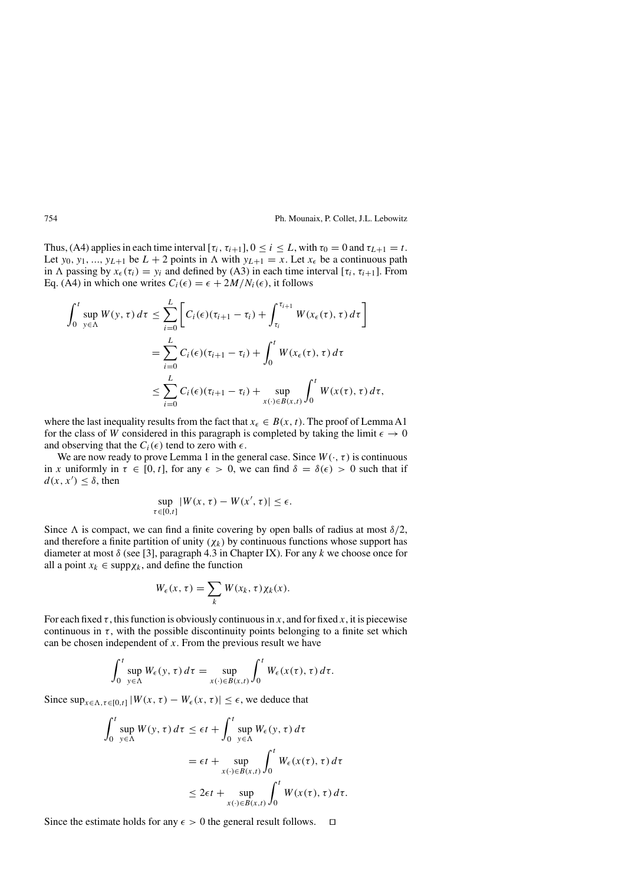Thus, (A4) applies in each time interval $[\tau_i, \tau_{i+1}]$, $0 \le i \le L$, with $\tau_0 = 0$ and $\tau_{L+1} = t$. Let $y_0, y_1, \ldots, y_{L+1}$ be $L+2$ points in $\Lambda$ with $y_{L+1} = x$. Let $x_\epsilon$ be a continuous path in $\Lambda$ passing by $x_\epsilon(\tau_i) = y_i$ and defined by (A3) in each time interval $[\tau_i, \tau_{i+1}]$. From Eq. (A4) in which one writes $C_i(\epsilon) = \epsilon + 2M/N_i(\epsilon)$, it follows

$$
\begin{aligned}
\int_0^t \sup_{y\in\Lambda} W(y,\tau)\, d\tau &\le \sum_{i=0}^{L} \left[ C_i(\epsilon)(\tau_{i+1} - \tau_i) + \int_{\tau_i}^{\tau_{i+1}} W(x_\epsilon(\tau), \tau)\, d\tau \right] \\
&= \sum_{i=0}^{L} C_i(\epsilon)(\tau_{i+1} - \tau_i) + \int_0^t W(x_\epsilon(\tau), \tau)\, d\tau \\
&\le \sum_{i=0}^{L} C_i(\epsilon)(\tau_{i+1} - \tau_i) + \sup_{x(\cdot)\in B(x,t)} \int_0^t W(x(\tau), \tau)\, d\tau,
\end{aligned}
$$

where the last inequality results from the fact that $x_\epsilon \in B(x,t)$. The proof of Lemma A1 for the class of $W$ considered in this paragraph is completed by taking the limit $\epsilon \to 0$ and observing that the $C_i(\epsilon)$ tend to zero with $\epsilon$.

We are now ready to prove Lemma 1 in the general case. Since $W(\cdot, \tau)$ is continuous in $x$ uniformly in $\tau \in [0,t]$, for any $\epsilon > 0$, we can find $\delta = \delta(\epsilon) > 0$ such that if $d(x, x') \le \delta$, then

$$
\sup_{\tau\in[0,t]} |W(x,\tau) - W(x',\tau)| \le \epsilon.
$$

Since $\Lambda$ is compact, we can find a finite covering by open balls of radius at most $\delta/2$, and therefore a finite partition of unity $(\chi_k)$ by continuous functions whose support has diameter at most $\delta$ (see [3], paragraph 4.3 in Chapter IX). For any $k$ we choose once for all a point $x_k \in \operatorname{supp}\chi_k$, and define the function

$$
W_\epsilon(x,\tau) = \sum_k W(x_k, \tau)\chi_k(x).
$$

For each fixed $\tau$, this function is obviously continuous in $x$, and for fixed $x$, it is piecewise continuous in $\tau$, with the possible discontinuity points belonging to a finite set which can be chosen independent of $x$. From the previous result we have

$$
\int_0^t \sup_{y\in\Lambda} W_\epsilon(y,\tau)\, d\tau = \sup_{x(\cdot)\in B(x,t)} \int_0^t W_\epsilon(x(\tau), \tau)\, d\tau.
$$

Since $\sup_{x\in\Lambda, \tau\in[0,t]} |W(x,\tau) - W_\epsilon(x,\tau)| \le \epsilon$, we deduce that

$$
\begin{aligned}
\int_0^t \sup_{y\in\Lambda} W(y,\tau)\, d\tau &\le \epsilon t + \int_0^t \sup_{y\in\Lambda} W_\epsilon(y,\tau)\, d\tau \\
&= \epsilon t + \sup_{x(\cdot)\in B(x,t)} \int_0^t W_\epsilon(x(\tau), \tau)\, d\tau \\
&\le 2\epsilon t + \sup_{x(\cdot)\in B(x,t)} \int_0^t W(x(\tau), \tau)\, d\tau.
\end{aligned}
$$

Since the estimate holds for any $\epsilon > 0$ the general result follows. □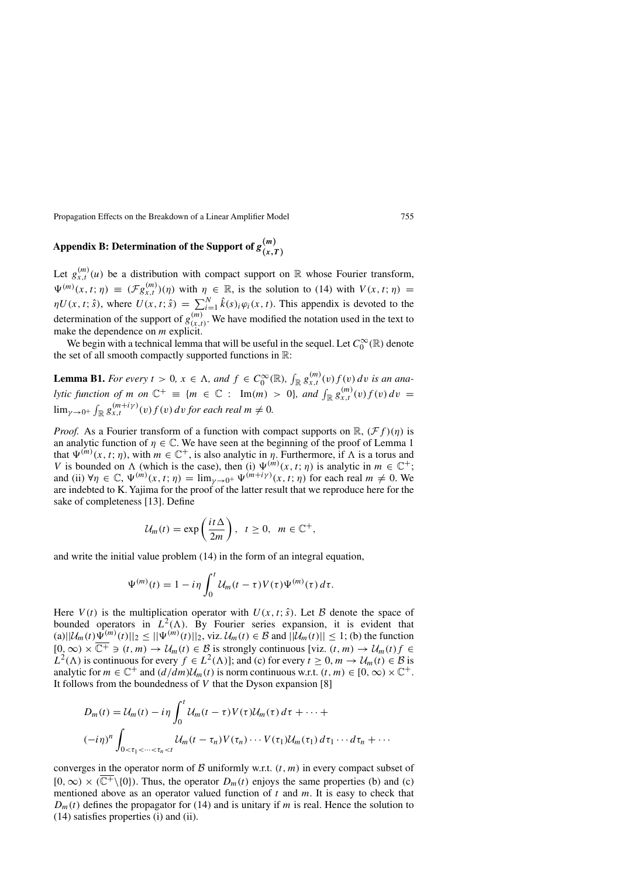## Appendix B: Determination of the Support of $g^{(m)}_{(x,T)}$

Let $g^{(m)}_{x,t}(u)$ be a distribution with compact support on $\mathbb{R}$ whose Fourier transform, $\Psi^{(m)}(x, t; \eta) \equiv (\mathcal{F}g^{(m)}_{x,t})(\eta)$ with $\eta \in \mathbb{R}$, is the solution to (14) with $V(x, t; \eta) = \eta U(x, t; \hat{s})$, where $U(x, t; \hat{s}) = \sum_{i=1}^{N} \hat{k}(s)_i \varphi_i(x, t)$. This appendix is devoted to the determination of the support of $g^{(m)}_{(x,t)}$. We have modified the notation used in the text to make the dependence on $m$ explicit.

We begin with a technical lemma that will be useful in the sequel. Let $C_0^\infty(\mathbb{R})$ denote the set of all smooth compactly supported functions in $\mathbb{R}$:

**Lemma B1.** *For every $t > 0$, $x \in \Lambda$, and $f \in C_0^\infty(\mathbb{R})$, $\int_{\mathbb{R}} g^{(m)}_{x,t}(v) f(v)\, dv$ is an analytic function of $m$ on $\mathbb{C}^+ \equiv \{m \in \mathbb{C} : \ \mathrm{Im}(m) > 0\}$, and $\int_{\mathbb{R}} g^{(m)}_{x,t}(v) f(v)\, dv = \lim_{\gamma \to 0^+} \int_{\mathbb{R}} g^{(m+i\gamma)}_{x,t}(v) f(v)\, dv$ for each real $m \neq 0$.*

*Proof.* As a Fourier transform of a function with compact supports on $\mathbb{R}$, $(\mathcal{F} f)(\eta)$ is an analytic function of $\eta \in \mathbb{C}$. We have seen at the beginning of the proof of Lemma 1 that $\Psi^{(m)}(x, t; \eta)$, with $m \in \mathbb{C}^+$, is also analytic in $\eta$. Furthermore, if $\Lambda$ is a torus and $V$ is bounded on $\Lambda$ (which is the case), then (i) $\Psi^{(m)}(x, t; \eta)$ is analytic in $m \in \mathbb{C}^+$; and (ii) $\forall \eta \in \mathbb{C}$, $\Psi^{(m)}(x, t; \eta) = \lim_{\gamma \to 0^+} \Psi^{(m+i\gamma)}(x, t; \eta)$ for each real $m \neq 0$. We are indebted to K. Yajima for the proof of the latter result that we reproduce here for the sake of completeness [13]. Define

$$\mathcal{U}_m(t) = \exp\left(\frac{it\Delta}{2m}\right), \quad t \geq 0, \quad m \in \mathbb{C}^+,$$

and write the initial value problem (14) in the form of an integral equation,

$$\Psi^{(m)}(t) = 1 - i\eta \int_0^t \mathcal{U}_m(t - \tau) V(\tau) \Psi^{(m)}(\tau)\, d\tau.$$

Here $V(t)$ is the multiplication operator with $U(x, t; \hat{s})$. Let $\mathcal{B}$ denote the space of bounded operators in $L^2(\Lambda)$. By Fourier series expansion, it is evident that (a)$||\mathcal{U}_m(t)\Psi^{(m)}(t)||_2 \leq ||\Psi^{(m)}(t)||_2$, viz. $\mathcal{U}_m(t) \in \mathcal{B}$ and $||\mathcal{U}_m(t)|| \leq 1$; (b) the function $[0, \infty) \times \overline{\mathbb{C}^+} \ni (t, m) \to \mathcal{U}_m(t) \in \mathcal{B}$ is strongly continuous [viz. $(t, m) \to \mathcal{U}_m(t) f \in L^2(\Lambda)$ is continuous for every $f \in L^2(\Lambda)$]; and (c) for every $t \geq 0$, $m \to \mathcal{U}_m(t) \in \mathcal{B}$ is analytic for $m \in \mathbb{C}^+$ and $(d/dm)\mathcal{U}_m(t)$ is norm continuous w.r.t. $(t, m) \in [0, \infty) \times \mathbb{C}^+$. It follows from the boundedness of $V$ that the Dyson expansion [8]

$$\begin{aligned} D_m(t) &= \mathcal{U}_m(t) - i\eta \int_0^t \mathcal{U}_m(t - \tau) V(\tau) \mathcal{U}_m(\tau)\, d\tau + \cdots + \\ &(-i\eta)^n \int_{0 < \tau_1 < \cdots < \tau_n < t} \mathcal{U}_m(t - \tau_n) V(\tau_n) \cdots V(\tau_1) \mathcal{U}_m(\tau_1)\, d\tau_1 \cdots d\tau_n + \cdots \end{aligned}$$

converges in the operator norm of $\mathcal{B}$ uniformly w.r.t. $(t, m)$ in every compact subset of $[0, \infty) \times (\overline{\mathbb{C}^+} \backslash \{0\})$. Thus, the operator $D_m(t)$ enjoys the same properties (b) and (c) mentioned above as an operator valued function of $t$ and $m$. It is easy to check that $D_m(t)$ defines the propagator for (14) and is unitary if $m$ is real. Hence the solution to (14) satisfies properties (i) and (ii).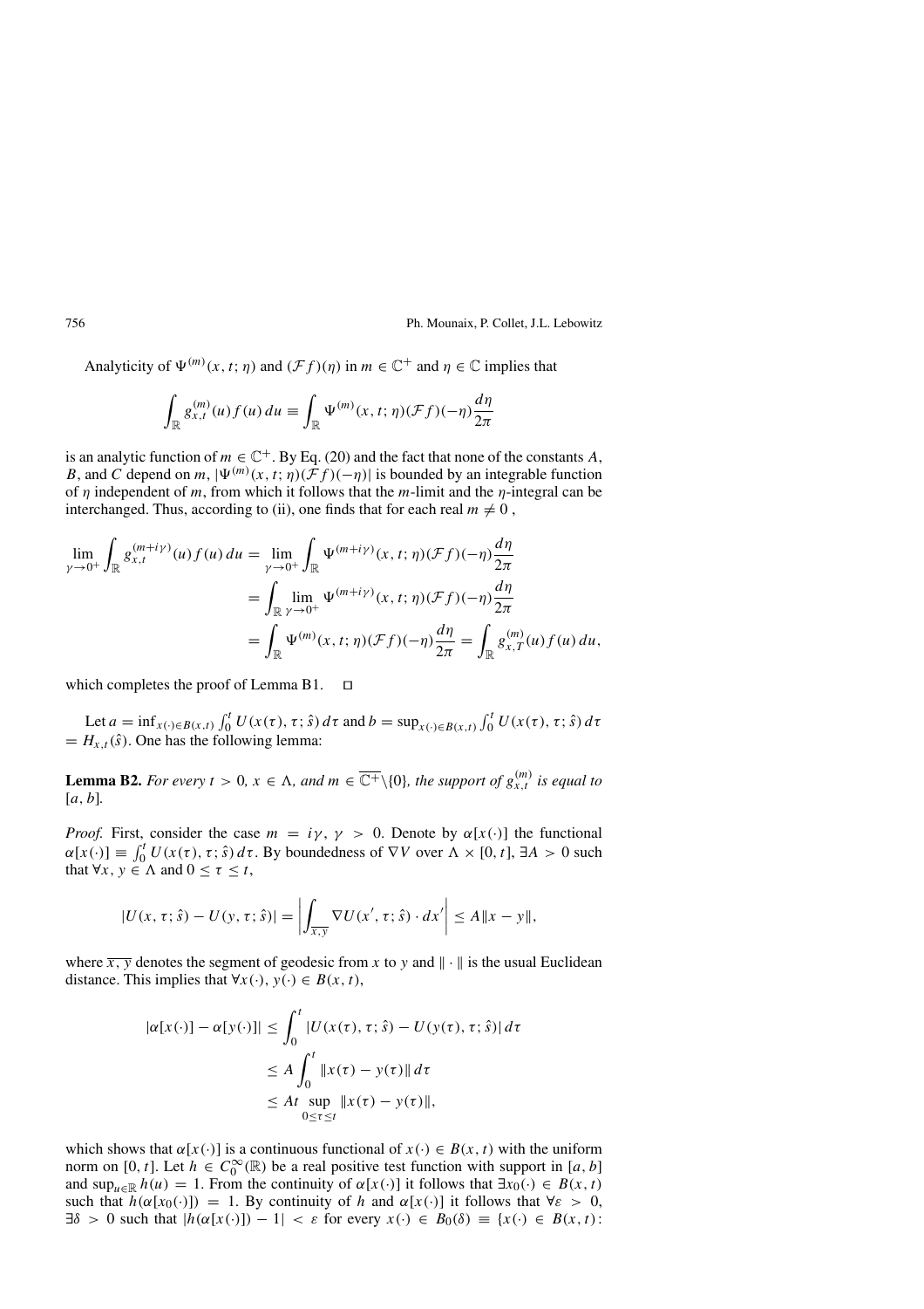Analyticity of $\Psi^{(m)}(x, t; \eta)$ and $(\mathcal{F}f)(\eta)$ in $m \in \mathbb{C}^+$ and $\eta \in \mathbb{C}$ implies that

$$\int_{\mathbb{R}} g_{x,t}^{(m)}(u) f(u)\, du \equiv \int_{\mathbb{R}} \Psi^{(m)}(x, t; \eta)(\mathcal{F}f)(-\eta)\frac{d\eta}{2\pi}$$

is an analytic function of $m \in \mathbb{C}^+$. By Eq. (20) and the fact that none of the constants $A$, $B$, and $C$ depend on $m$, $|\Psi^{(m)}(x, t; \eta)(\mathcal{F}f)(-\eta)|$ is bounded by an integrable function of $\eta$ independent of $m$, from which it follows that the $m$-limit and the $\eta$-integral can be interchanged. Thus, according to (ii), one finds that for each real $m \neq 0$ ,

$$\begin{aligned}
\lim_{\gamma \to 0^+} \int_{\mathbb{R}} g_{x,t}^{(m+i\gamma)}(u) f(u)\, du &= \lim_{\gamma \to 0^+} \int_{\mathbb{R}} \Psi^{(m+i\gamma)}(x, t; \eta)(\mathcal{F}f)(-\eta)\frac{d\eta}{2\pi} \\
&= \int_{\mathbb{R}} \lim_{\gamma \to 0^+} \Psi^{(m+i\gamma)}(x, t; \eta)(\mathcal{F}f)(-\eta)\frac{d\eta}{2\pi} \\
&= \int_{\mathbb{R}} \Psi^{(m)}(x, t; \eta)(\mathcal{F}f)(-\eta)\frac{d\eta}{2\pi} = \int_{\mathbb{R}} g_{x,T}^{(m)}(u) f(u)\, du,
\end{aligned}$$

which completes the proof of Lemma B1. □

Let $a = \inf_{x(\cdot)\in B(x,t)} \int_0^t U(x(\tau), \tau; \hat{s})\, d\tau$ and $b = \sup_{x(\cdot)\in B(x,t)} \int_0^t U(x(\tau), \tau; \hat{s})\, d\tau = H_{x,t}(\hat{s})$. One has the following lemma:

**Lemma B2.** *For every $t > 0$, $x \in \Lambda$, and $m \in \overline{\mathbb{C}^+}\backslash\{0\}$, the support of $g_{x,t}^{(m)}$ is equal to $[a, b]$.*

*Proof.* First, consider the case $m = i\gamma$, $\gamma > 0$. Denote by $\alpha[x(\cdot)]$ the functional $\alpha[x(\cdot)] \equiv \int_0^t U(x(\tau), \tau; \hat{s})\, d\tau$. By boundedness of $\nabla V$ over $\Lambda \times [0, t]$, $\exists A > 0$ such that $\forall x, y \in \Lambda$ and $0 \le \tau \le t$,

$$|U(x, \tau; \hat{s}) - U(y, \tau; \hat{s})| = \left| \int_{\overline{x,y}} \nabla U(x', \tau; \hat{s}) \cdot dx' \right| \le A\|x - y\|,$$

where $\overline{x, y}$ denotes the segment of geodesic from $x$ to $y$ and $\|\cdot\|$ is the usual Euclidean distance. This implies that $\forall x(\cdot), y(\cdot) \in B(x, t)$,

$$\begin{aligned}
|\alpha[x(\cdot)] - \alpha[y(\cdot)]| &\le \int_0^t |U(x(\tau), \tau; \hat{s}) - U(y(\tau), \tau; \hat{s})|\, d\tau \\
&\le A \int_0^t \|x(\tau) - y(\tau)\|\, d\tau \\
&\le At \sup_{0\le\tau\le t} \|x(\tau) - y(\tau)\|,
\end{aligned}$$

which shows that $\alpha[x(\cdot)]$ is a continuous functional of $x(\cdot) \in B(x, t)$ with the uniform norm on $[0, t]$. Let $h \in C_0^\infty(\mathbb{R})$ be a real positive test function with support in $[a, b]$ and $\sup_{u\in\mathbb{R}} h(u) = 1$. From the continuity of $\alpha[x(\cdot)]$ it follows that $\exists x_0(\cdot) \in B(x, t)$ such that $h(\alpha[x_0(\cdot)]) = 1$. By continuity of $h$ and $\alpha[x(\cdot)]$ it follows that $\forall \varepsilon > 0$, $\exists \delta > 0$ such that $|h(\alpha[x(\cdot)]) - 1| < \varepsilon$ for every $x(\cdot) \in B_0(\delta) \equiv \{x(\cdot) \in B(x, t)\colon$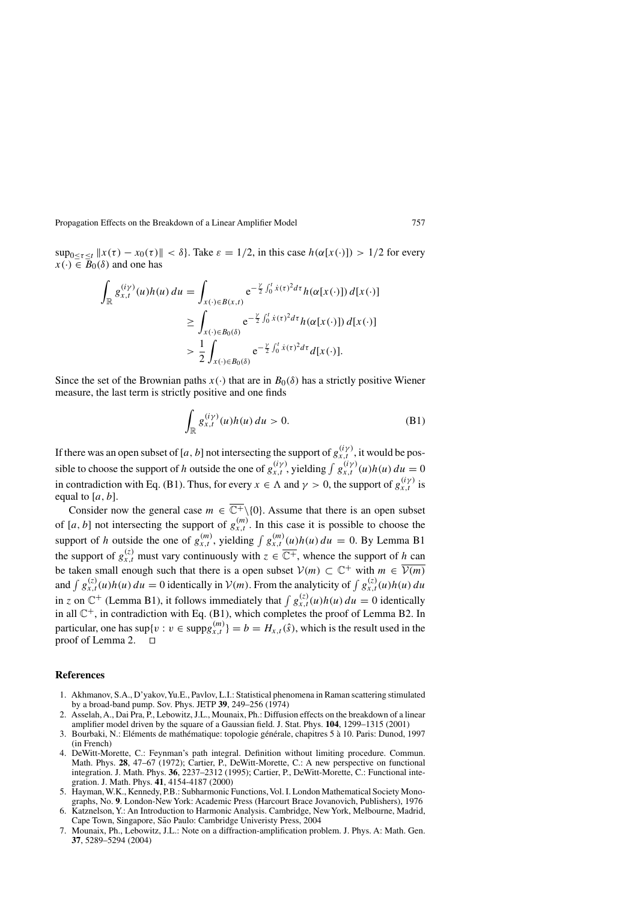$\sup_{0 \le \tau \le t} \|x(\tau) - x_0(\tau)\| < \delta\}$. Take $\varepsilon = 1/2$, in this case $h(\alpha[x(\cdot)]) > 1/2$ for every $x(\cdot) \in B_0(\delta)$ and one has

$$
\begin{aligned}
\int_{\mathbb{R}} g_{x,t}^{(i\gamma)}(u) h(u)\, du &= \int_{x(\cdot) \in B(x,t)} \mathrm{e}^{-\frac{\gamma}{2}\int_0^t \dot{x}(\tau)^2 d\tau} h(\alpha[x(\cdot)])\, d[x(\cdot)] \\
&\ge \int_{x(\cdot) \in B_0(\delta)} \mathrm{e}^{-\frac{\gamma}{2}\int_0^t \dot{x}(\tau)^2 d\tau} h(\alpha[x(\cdot)])\, d[x(\cdot)] \\
&> \frac{1}{2} \int_{x(\cdot) \in B_0(\delta)} \mathrm{e}^{-\frac{\gamma}{2}\int_0^t \dot{x}(\tau)^2 d\tau} d[x(\cdot)].
\end{aligned}
$$

Since the set of the Brownian paths $x(\cdot)$ that are in $B_0(\delta)$ has a strictly positive Wiener measure, the last term is strictly positive and one finds

$$
\int_{\mathbb{R}} g_{x,t}^{(i\gamma)}(u) h(u)\, du > 0. \tag{B1}
$$

If there was an open subset of $[a, b]$ not intersecting the support of $g_{x,t}^{(i\gamma)}$, it would be possible to choose the support of $h$ outside the one of $g_{x,t}^{(i\gamma)}$, yielding $\int g_{x,t}^{(i\gamma)}(u) h(u)\, du = 0$ in contradiction with Eq. (B1). Thus, for every $x \in \Lambda$ and $\gamma > 0$, the support of $g_{x,t}^{(i\gamma)}$ is equal to $[a, b]$.

Consider now the general case $m \in \overline{\mathbb{C}^+} \backslash \{0\}$. Assume that there is an open subset of $[a, b]$ not intersecting the support of $g_{x,t}^{(m)}$. In this case it is possible to choose the support of $h$ outside the one of $g_{x,t}^{(m)}$, yielding $\int g_{x,t}^{(m)}(u) h(u)\, du = 0$. By Lemma B1 the support of $g_{x,t}^{(z)}$ must vary continuously with $z \in \overline{\mathbb{C}^+}$, whence the support of $h$ can be taken small enough such that there is a open subset $\mathcal{V}(m) \subset \mathbb{C}^+$ with $m \in \overline{\mathcal{V}(m)}$ and $\int g_{x,t}^{(z)}(u) h(u)\, du = 0$ identically in $\mathcal{V}(m)$. From the analyticity of $\int g_{x,t}^{(z)}(u) h(u)\, du$ in $z$ on $\mathbb{C}^+$ (Lemma B1), it follows immediately that $\int g_{x,t}^{(z)}(u) h(u)\, du = 0$ identically in all $\mathbb{C}^+$, in contradiction with Eq. (B1), which completes the proof of Lemma B2. In particular, one has $\sup\{v : v \in \mathrm{supp} g_{x,t}^{(m)}\} = b = H_{x,t}(\hat{s})$, which is the result used in the proof of Lemma 2. $\square$

## References

1. Akhmanov, S.A., D'yakov, Yu.E., Pavlov, L.I.: Statistical phenomena in Raman scattering stimulated by a broad-band pump. Sov. Phys. JETP **39**, 249–256 (1974)
2. Asselah, A., Dai Pra, P., Lebowitz, J.L., Mounaix, Ph.: Diffusion effects on the breakdown of a linear amplifier model driven by the square of a Gaussian field. J. Stat. Phys. **104**, 1299–1315 (2001)
3. Bourbaki, N.: Eléments de mathématique: topologie générale, chapitres 5 à 10. Paris: Dunod, 1997 (in French)
4. DeWitt-Morette, C.: Feynman's path integral. Definition without limiting procedure. Commun. Math. Phys. **28**, 47–67 (1972); Cartier, P., DeWitt-Morette, C.: A new perspective on functional integration. J. Math. Phys. **36**, 2237–2312 (1995); Cartier, P., DeWitt-Morette, C.: Functional integration. J. Math. Phys. **41**, 4154-4187 (2000)
5. Hayman, W.K., Kennedy, P.B.: Subharmonic Functions, Vol. I. London Mathematical Society Monographs, No. **9**. London-New York: Academic Press (Harcourt Brace Jovanovich, Publishers), 1976
6. Katznelson, Y.: An Introduction to Harmonic Analysis. Cambridge, New York, Melbourne, Madrid, Cape Town, Singapore, São Paulo: Cambridge Univeristy Press, 2004
7. Mounaix, Ph., Lebowitz, J.L.: Note on a diffraction-amplification problem. J. Phys. A: Math. Gen. **37**, 5289–5294 (2004)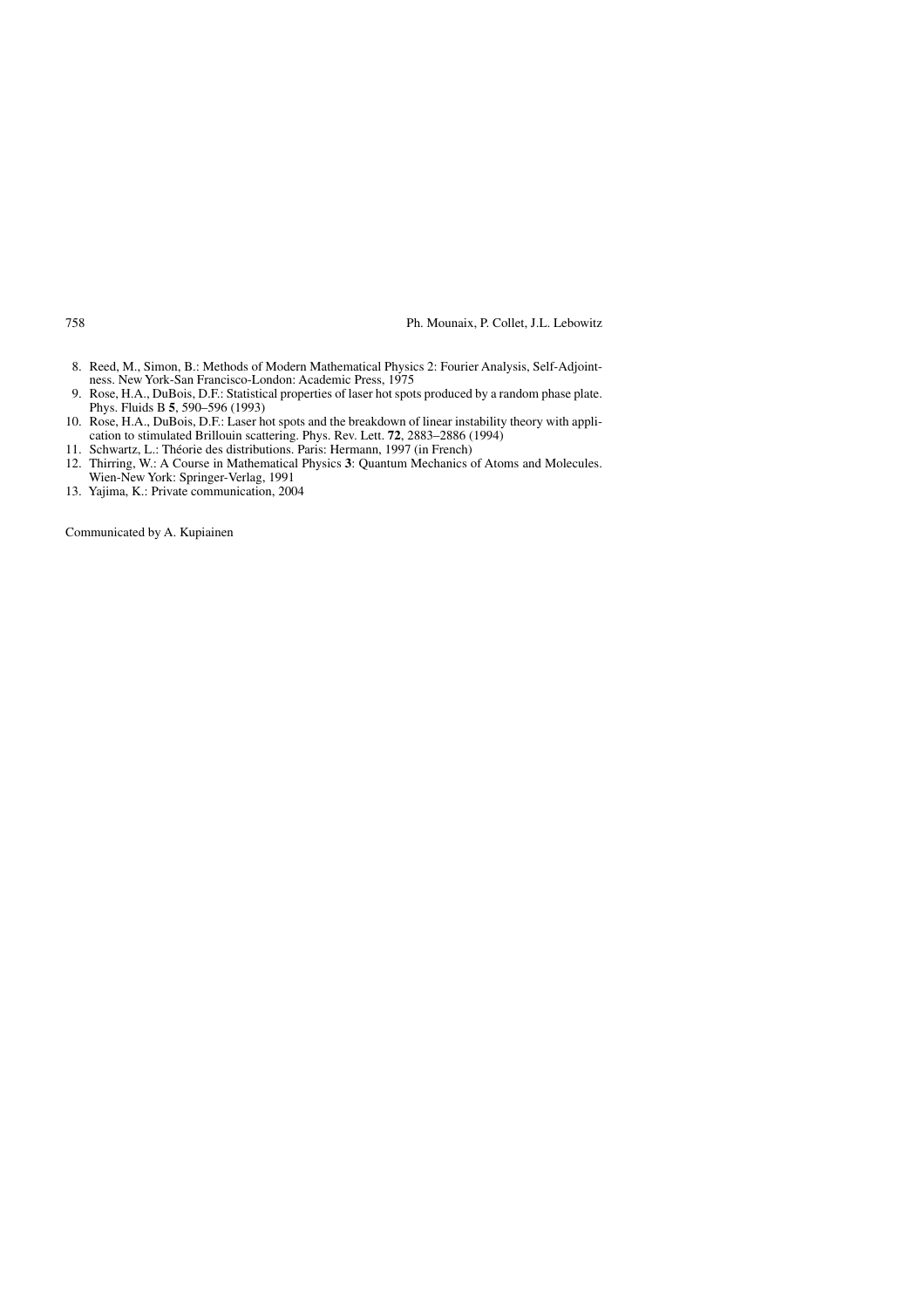8. Reed, M., Simon, B.: Methods of Modern Mathematical Physics 2: Fourier Analysis, Self-Adjointness. New York-San Francisco-London: Academic Press, 1975
9. Rose, H.A., DuBois, D.F.: Statistical properties of laser hot spots produced by a random phase plate. Phys. Fluids B **5**, 590–596 (1993)
10. Rose, H.A., DuBois, D.F.: Laser hot spots and the breakdown of linear instability theory with application to stimulated Brillouin scattering. Phys. Rev. Lett. **72**, 2883–2886 (1994)
11. Schwartz, L.: Théorie des distributions. Paris: Hermann, 1997 (in French)
12. Thirring, W.: A Course in Mathematical Physics **3**: Quantum Mechanics of Atoms and Molecules. Wien-New York: Springer-Verlag, 1991
13. Yajima, K.: Private communication, 2004

Communicated by A. Kupiainen